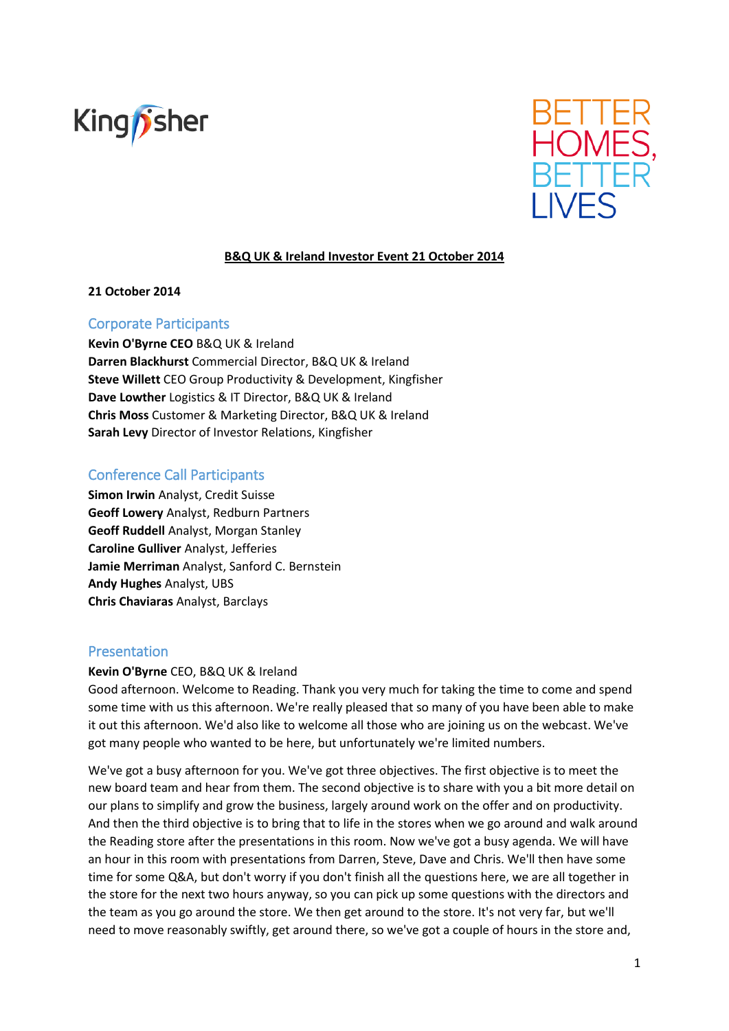Kingfisher

BETTER HOMES, BETTER LIVES

**B&Q UK & Ireland Investor Event 21 October 2014**

**21 October 2014**

## Corporate Participants

**Kevin O'Byrne CEO** B&Q UK & Ireland
**Darren Blackhurst** Commercial Director, B&Q UK & Ireland
**Steve Willett** CEO Group Productivity & Development, Kingfisher
**Dave Lowther** Logistics & IT Director, B&Q UK & Ireland
**Chris Moss** Customer & Marketing Director, B&Q UK & Ireland
**Sarah Levy** Director of Investor Relations, Kingfisher

## Conference Call Participants

**Simon Irwin** Analyst, Credit Suisse
**Geoff Lowery** Analyst, Redburn Partners
**Geoff Ruddell** Analyst, Morgan Stanley
**Caroline Gulliver** Analyst, Jefferies
**Jamie Merriman** Analyst, Sanford C. Bernstein
**Andy Hughes** Analyst, UBS
**Chris Chaviaras** Analyst, Barclays

## Presentation

**Kevin O'Byrne** CEO, B&Q UK & Ireland
Good afternoon. Welcome to Reading. Thank you very much for taking the time to come and spend some time with us this afternoon. We're really pleased that so many of you have been able to make it out this afternoon. We'd also like to welcome all those who are joining us on the webcast. We've got many people who wanted to be here, but unfortunately we're limited numbers.

We've got a busy afternoon for you. We've got three objectives. The first objective is to meet the new board team and hear from them. The second objective is to share with you a bit more detail on our plans to simplify and grow the business, largely around work on the offer and on productivity. And then the third objective is to bring that to life in the stores when we go around and walk around the Reading store after the presentations in this room. Now we've got a busy agenda. We will have an hour in this room with presentations from Darren, Steve, Dave and Chris. We'll then have some time for some Q&A, but don't worry if you don't finish all the questions here, we are all together in the store for the next two hours anyway, so you can pick up some questions with the directors and the team as you go around the store. We then get around to the store. It's not very far, but we'll need to move reasonably swiftly, get around there, so we've got a couple of hours in the store and,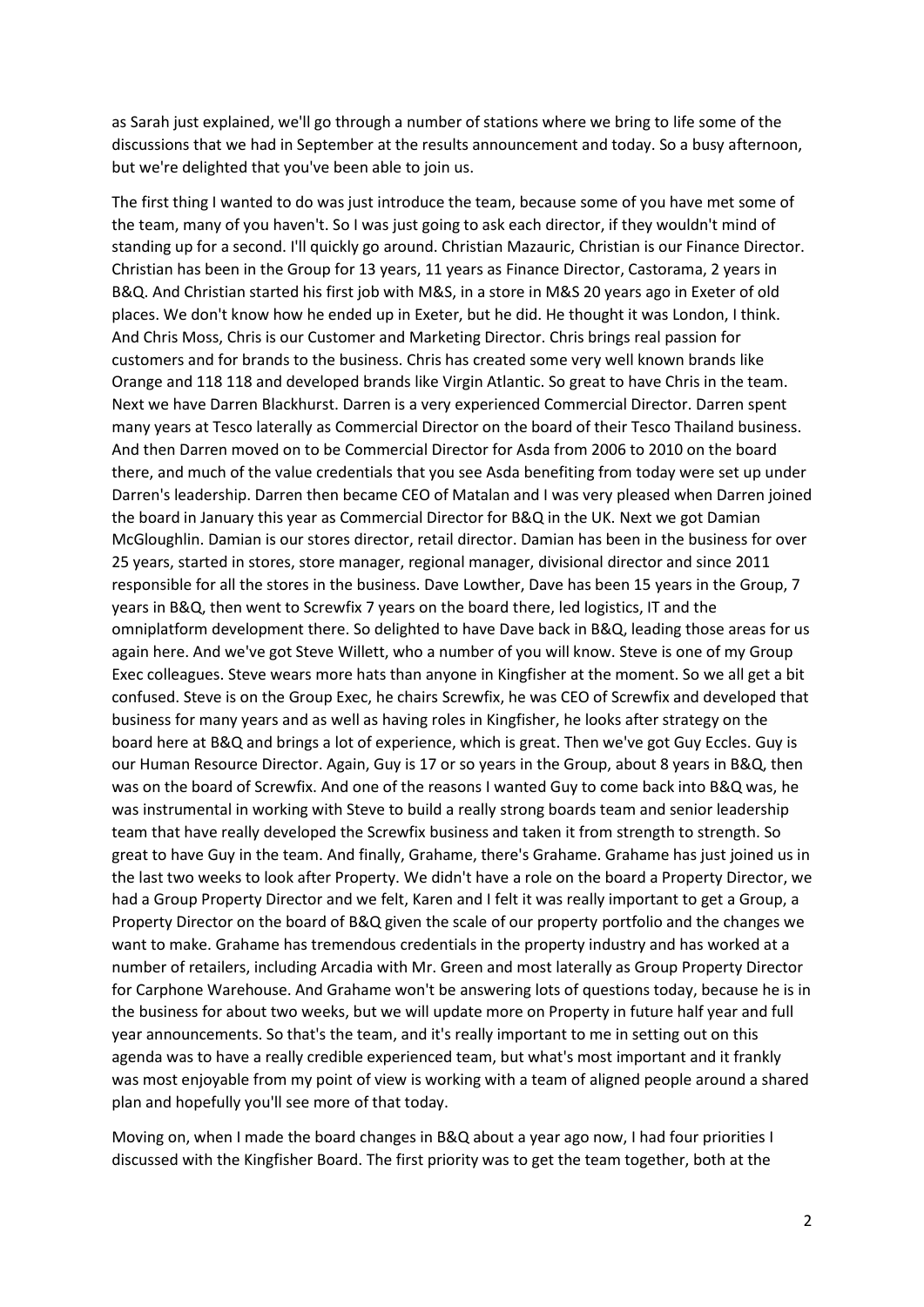as Sarah just explained, we'll go through a number of stations where we bring to life some of the discussions that we had in September at the results announcement and today. So a busy afternoon, but we're delighted that you've been able to join us.

The first thing I wanted to do was just introduce the team, because some of you have met some of the team, many of you haven't. So I was just going to ask each director, if they wouldn't mind of standing up for a second. I'll quickly go around. Christian Mazauric, Christian is our Finance Director. Christian has been in the Group for 13 years, 11 years as Finance Director, Castorama, 2 years in B&Q. And Christian started his first job with M&S, in a store in M&S 20 years ago in Exeter of old places. We don't know how he ended up in Exeter, but he did. He thought it was London, I think. And Chris Moss, Chris is our Customer and Marketing Director. Chris brings real passion for customers and for brands to the business. Chris has created some very well known brands like Orange and 118 118 and developed brands like Virgin Atlantic. So great to have Chris in the team. Next we have Darren Blackhurst. Darren is a very experienced Commercial Director. Darren spent many years at Tesco laterally as Commercial Director on the board of their Tesco Thailand business. And then Darren moved on to be Commercial Director for Asda from 2006 to 2010 on the board there, and much of the value credentials that you see Asda benefiting from today were set up under Darren's leadership. Darren then became CEO of Matalan and I was very pleased when Darren joined the board in January this year as Commercial Director for B&Q in the UK. Next we got Damian McGloughlin. Damian is our stores director, retail director. Damian has been in the business for over 25 years, started in stores, store manager, regional manager, divisional director and since 2011 responsible for all the stores in the business. Dave Lowther, Dave has been 15 years in the Group, 7 years in B&Q, then went to Screwfix 7 years on the board there, led logistics, IT and the omniplatform development there. So delighted to have Dave back in B&Q, leading those areas for us again here. And we've got Steve Willett, who a number of you will know. Steve is one of my Group Exec colleagues. Steve wears more hats than anyone in Kingfisher at the moment. So we all get a bit confused. Steve is on the Group Exec, he chairs Screwfix, he was CEO of Screwfix and developed that business for many years and as well as having roles in Kingfisher, he looks after strategy on the board here at B&Q and brings a lot of experience, which is great. Then we've got Guy Eccles. Guy is our Human Resource Director. Again, Guy is 17 or so years in the Group, about 8 years in B&Q, then was on the board of Screwfix. And one of the reasons I wanted Guy to come back into B&Q was, he was instrumental in working with Steve to build a really strong boards team and senior leadership team that have really developed the Screwfix business and taken it from strength to strength. So great to have Guy in the team. And finally, Grahame, there's Grahame. Grahame has just joined us in the last two weeks to look after Property. We didn't have a role on the board a Property Director, we had a Group Property Director and we felt, Karen and I felt it was really important to get a Group, a Property Director on the board of B&Q given the scale of our property portfolio and the changes we want to make. Grahame has tremendous credentials in the property industry and has worked at a number of retailers, including Arcadia with Mr. Green and most laterally as Group Property Director for Carphone Warehouse. And Grahame won't be answering lots of questions today, because he is in the business for about two weeks, but we will update more on Property in future half year and full year announcements. So that's the team, and it's really important to me in setting out on this agenda was to have a really credible experienced team, but what's most important and it frankly was most enjoyable from my point of view is working with a team of aligned people around a shared plan and hopefully you'll see more of that today.

Moving on, when I made the board changes in B&Q about a year ago now, I had four priorities I discussed with the Kingfisher Board. The first priority was to get the team together, both at the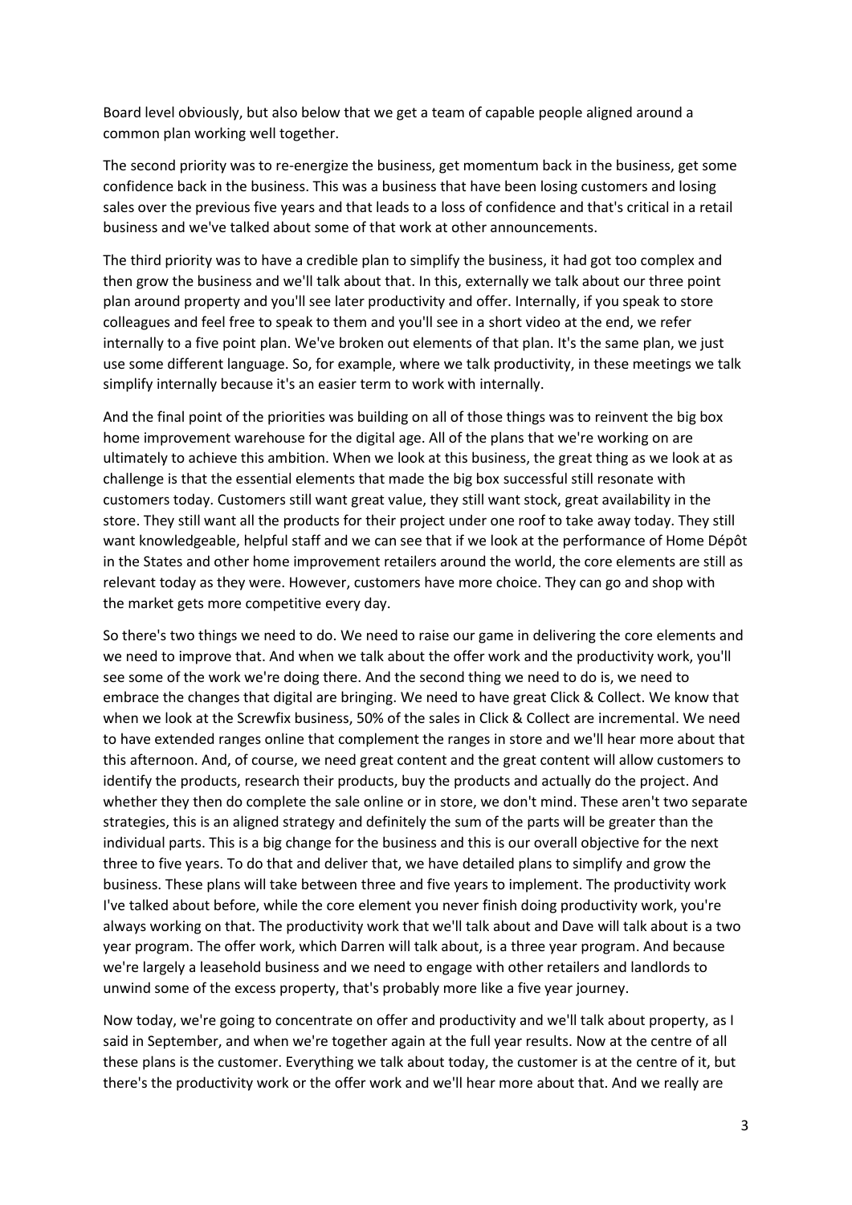Board level obviously, but also below that we get a team of capable people aligned around a common plan working well together.

The second priority was to re-energize the business, get momentum back in the business, get some confidence back in the business. This was a business that have been losing customers and losing sales over the previous five years and that leads to a loss of confidence and that's critical in a retail business and we've talked about some of that work at other announcements.

The third priority was to have a credible plan to simplify the business, it had got too complex and then grow the business and we'll talk about that. In this, externally we talk about our three point plan around property and you'll see later productivity and offer. Internally, if you speak to store colleagues and feel free to speak to them and you'll see in a short video at the end, we refer internally to a five point plan. We've broken out elements of that plan. It's the same plan, we just use some different language. So, for example, where we talk productivity, in these meetings we talk simplify internally because it's an easier term to work with internally.

And the final point of the priorities was building on all of those things was to reinvent the big box home improvement warehouse for the digital age. All of the plans that we're working on are ultimately to achieve this ambition. When we look at this business, the great thing as we look at as challenge is that the essential elements that made the big box successful still resonate with customers today. Customers still want great value, they still want stock, great availability in the store. They still want all the products for their project under one roof to take away today. They still want knowledgeable, helpful staff and we can see that if we look at the performance of Home Dépôt in the States and other home improvement retailers around the world, the core elements are still as relevant today as they were. However, customers have more choice. They can go and shop with the market gets more competitive every day.

So there's two things we need to do. We need to raise our game in delivering the core elements and we need to improve that. And when we talk about the offer work and the productivity work, you'll see some of the work we're doing there. And the second thing we need to do is, we need to embrace the changes that digital are bringing. We need to have great Click & Collect. We know that when we look at the Screwfix business, 50% of the sales in Click & Collect are incremental. We need to have extended ranges online that complement the ranges in store and we'll hear more about that this afternoon. And, of course, we need great content and the great content will allow customers to identify the products, research their products, buy the products and actually do the project. And whether they then do complete the sale online or in store, we don't mind. These aren't two separate strategies, this is an aligned strategy and definitely the sum of the parts will be greater than the individual parts. This is a big change for the business and this is our overall objective for the next three to five years. To do that and deliver that, we have detailed plans to simplify and grow the business. These plans will take between three and five years to implement. The productivity work I've talked about before, while the core element you never finish doing productivity work, you're always working on that. The productivity work that we'll talk about and Dave will talk about is a two year program. The offer work, which Darren will talk about, is a three year program. And because we're largely a leasehold business and we need to engage with other retailers and landlords to unwind some of the excess property, that's probably more like a five year journey.

Now today, we're going to concentrate on offer and productivity and we'll talk about property, as I said in September, and when we're together again at the full year results. Now at the centre of all these plans is the customer. Everything we talk about today, the customer is at the centre of it, but there's the productivity work or the offer work and we'll hear more about that. And we really are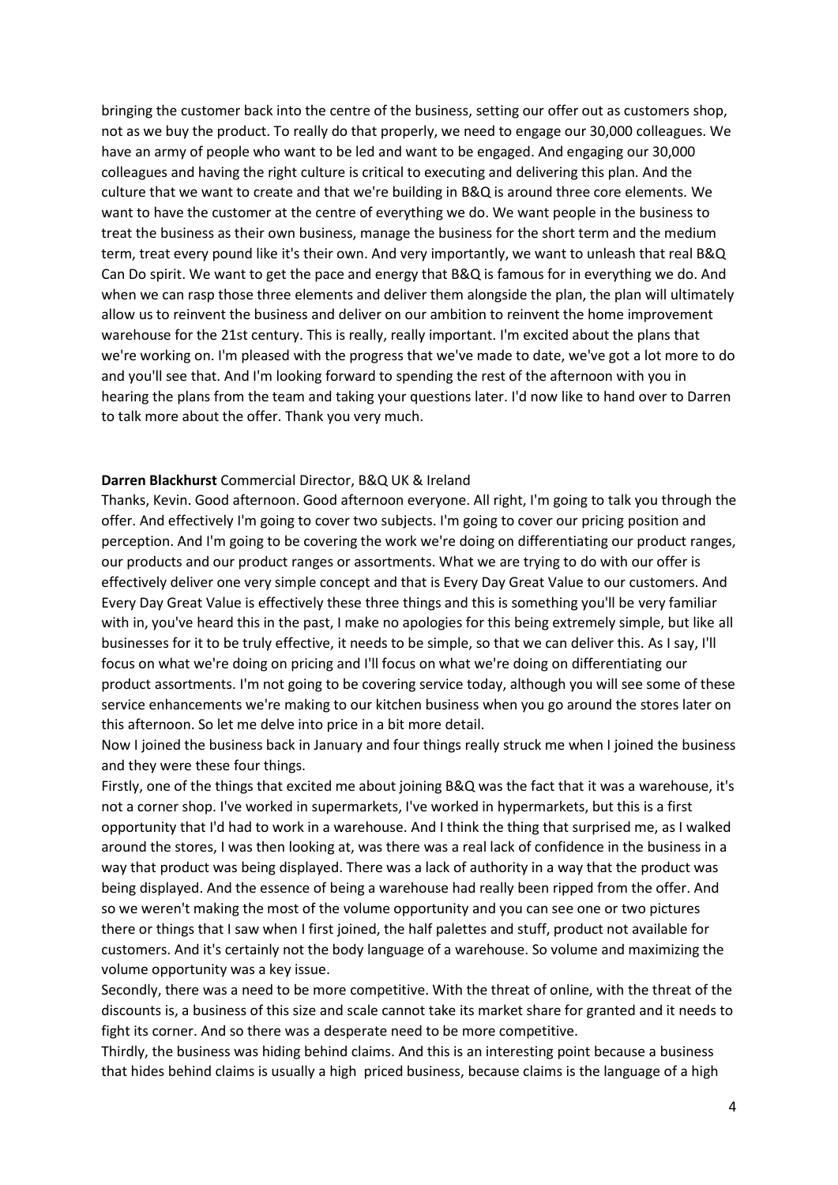bringing the customer back into the centre of the business, setting our offer out as customers shop, not as we buy the product. To really do that properly, we need to engage our 30,000 colleagues. We have an army of people who want to be led and want to be engaged. And engaging our 30,000 colleagues and having the right culture is critical to executing and delivering this plan. And the culture that we want to create and that we're building in B&Q is around three core elements. We want to have the customer at the centre of everything we do. We want people in the business to treat the business as their own business, manage the business for the short term and the medium term, treat every pound like it's their own. And very importantly, we want to unleash that real B&Q Can Do spirit. We want to get the pace and energy that B&Q is famous for in everything we do. And when we can rasp those three elements and deliver them alongside the plan, the plan will ultimately allow us to reinvent the business and deliver on our ambition to reinvent the home improvement warehouse for the 21st century. This is really, really important. I'm excited about the plans that we're working on. I'm pleased with the progress that we've made to date, we've got a lot more to do and you'll see that. And I'm looking forward to spending the rest of the afternoon with you in hearing the plans from the team and taking your questions later. I'd now like to hand over to Darren to talk more about the offer. Thank you very much.

**Darren Blackhurst** Commercial Director, B&Q UK & Ireland

Thanks, Kevin. Good afternoon. Good afternoon everyone. All right, I'm going to talk you through the offer. And effectively I'm going to cover two subjects. I'm going to cover our pricing position and perception. And I'm going to be covering the work we're doing on differentiating our product ranges, our products and our product ranges or assortments. What we are trying to do with our offer is effectively deliver one very simple concept and that is Every Day Great Value to our customers. And Every Day Great Value is effectively these three things and this is something you'll be very familiar with in, you've heard this in the past, I make no apologies for this being extremely simple, but like all businesses for it to be truly effective, it needs to be simple, so that we can deliver this. As I say, I'll focus on what we're doing on pricing and I'll focus on what we're doing on differentiating our product assortments. I'm not going to be covering service today, although you will see some of these service enhancements we're making to our kitchen business when you go around the stores later on this afternoon. So let me delve into price in a bit more detail.

Now I joined the business back in January and four things really struck me when I joined the business and they were these four things.

Firstly, one of the things that excited me about joining B&Q was the fact that it was a warehouse, it's not a corner shop. I've worked in supermarkets, I've worked in hypermarkets, but this is a first opportunity that I'd had to work in a warehouse. And I think the thing that surprised me, as I walked around the stores, I was then looking at, was there was a real lack of confidence in the business in a way that product was being displayed. There was a lack of authority in a way that the product was being displayed. And the essence of being a warehouse had really been ripped from the offer. And so we weren't making the most of the volume opportunity and you can see one or two pictures there or things that I saw when I first joined, the half palettes and stuff, product not available for customers. And it's certainly not the body language of a warehouse. So volume and maximizing the volume opportunity was a key issue.

Secondly, there was a need to be more competitive. With the threat of online, with the threat of the discounts is, a business of this size and scale cannot take its market share for granted and it needs to fight its corner. And so there was a desperate need to be more competitive.

Thirdly, the business was hiding behind claims. And this is an interesting point because a business that hides behind claims is usually a high priced business, because claims is the language of a high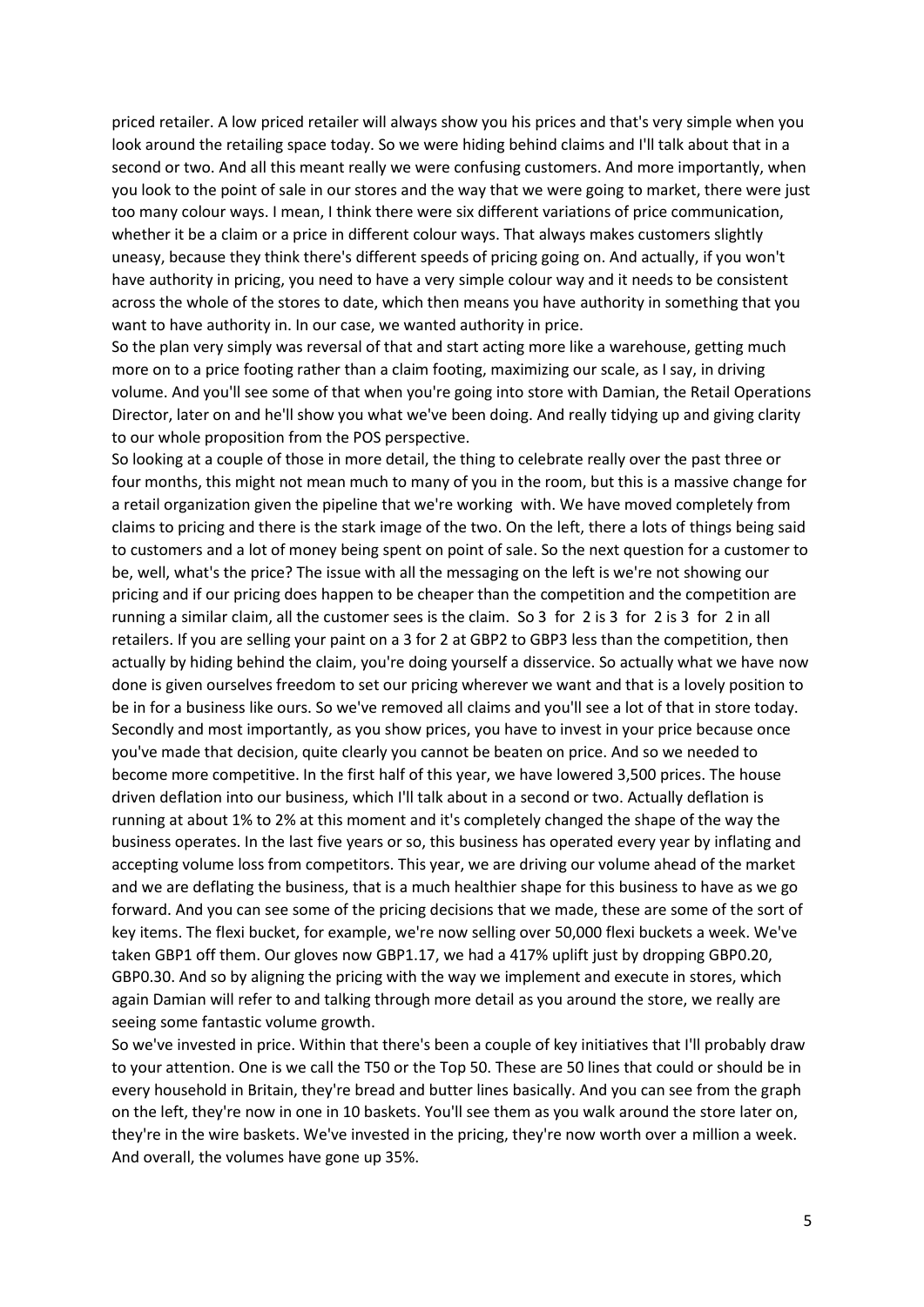priced retailer. A low priced retailer will always show you his prices and that's very simple when you look around the retailing space today. So we were hiding behind claims and I'll talk about that in a second or two. And all this meant really we were confusing customers. And more importantly, when you look to the point of sale in our stores and the way that we were going to market, there were just too many colour ways. I mean, I think there were six different variations of price communication, whether it be a claim or a price in different colour ways. That always makes customers slightly uneasy, because they think there's different speeds of pricing going on. And actually, if you won't have authority in pricing, you need to have a very simple colour way and it needs to be consistent across the whole of the stores to date, which then means you have authority in something that you want to have authority in. In our case, we wanted authority in price.

So the plan very simply was reversal of that and start acting more like a warehouse, getting much more on to a price footing rather than a claim footing, maximizing our scale, as I say, in driving volume. And you'll see some of that when you're going into store with Damian, the Retail Operations Director, later on and he'll show you what we've been doing. And really tidying up and giving clarity to our whole proposition from the POS perspective.

So looking at a couple of those in more detail, the thing to celebrate really over the past three or four months, this might not mean much to many of you in the room, but this is a massive change for a retail organization given the pipeline that we're working with. We have moved completely from claims to pricing and there is the stark image of the two. On the left, there a lots of things being said to customers and a lot of money being spent on point of sale. So the next question for a customer to be, well, what's the price? The issue with all the messaging on the left is we're not showing our pricing and if our pricing does happen to be cheaper than the competition and the competition are running a similar claim, all the customer sees is the claim. So 3 for 2 is 3 for 2 is 3 for 2 in all retailers. If you are selling your paint on a 3 for 2 at GBP2 to GBP3 less than the competition, then actually by hiding behind the claim, you're doing yourself a disservice. So actually what we have now done is given ourselves freedom to set our pricing wherever we want and that is a lovely position to be in for a business like ours. So we've removed all claims and you'll see a lot of that in store today. Secondly and most importantly, as you show prices, you have to invest in your price because once you've made that decision, quite clearly you cannot be beaten on price. And so we needed to become more competitive. In the first half of this year, we have lowered 3,500 prices. The house driven deflation into our business, which I'll talk about in a second or two. Actually deflation is running at about 1% to 2% at this moment and it's completely changed the shape of the way the business operates. In the last five years or so, this business has operated every year by inflating and accepting volume loss from competitors. This year, we are driving our volume ahead of the market and we are deflating the business, that is a much healthier shape for this business to have as we go forward. And you can see some of the pricing decisions that we made, these are some of the sort of key items. The flexi bucket, for example, we're now selling over 50,000 flexi buckets a week. We've taken GBP1 off them. Our gloves now GBP1.17, we had a 417% uplift just by dropping GBP0.20, GBP0.30. And so by aligning the pricing with the way we implement and execute in stores, which again Damian will refer to and talking through more detail as you around the store, we really are seeing some fantastic volume growth.

So we've invested in price. Within that there's been a couple of key initiatives that I'll probably draw to your attention. One is we call the T50 or the Top 50. These are 50 lines that could or should be in every household in Britain, they're bread and butter lines basically. And you can see from the graph on the left, they're now in one in 10 baskets. You'll see them as you walk around the store later on, they're in the wire baskets. We've invested in the pricing, they're now worth over a million a week. And overall, the volumes have gone up 35%.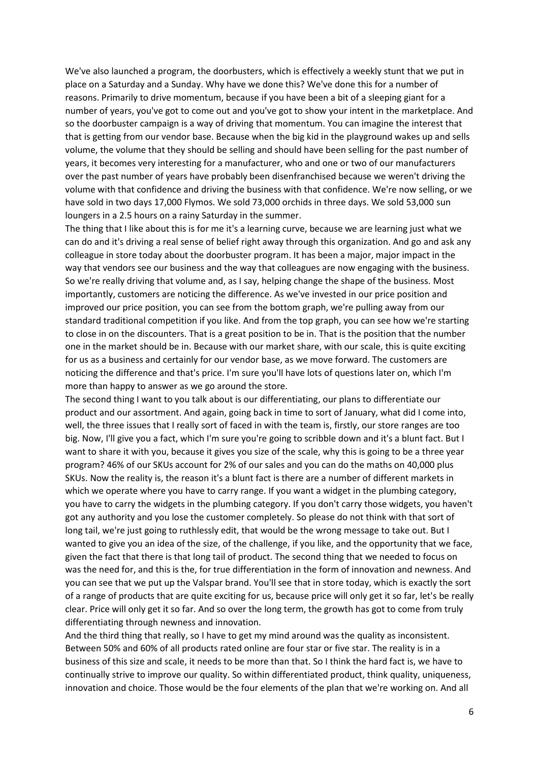We've also launched a program, the doorbusters, which is effectively a weekly stunt that we put in place on a Saturday and a Sunday. Why have we done this? We've done this for a number of reasons. Primarily to drive momentum, because if you have been a bit of a sleeping giant for a number of years, you've got to come out and you've got to show your intent in the marketplace. And so the doorbuster campaign is a way of driving that momentum. You can imagine the interest that that is getting from our vendor base. Because when the big kid in the playground wakes up and sells volume, the volume that they should be selling and should have been selling for the past number of years, it becomes very interesting for a manufacturer, who and one or two of our manufacturers over the past number of years have probably been disenfranchised because we weren't driving the volume with that confidence and driving the business with that confidence. We're now selling, or we have sold in two days 17,000 Flymos. We sold 73,000 orchids in three days. We sold 53,000 sun loungers in a 2.5 hours on a rainy Saturday in the summer.

The thing that I like about this is for me it's a learning curve, because we are learning just what we can do and it's driving a real sense of belief right away through this organization. And go and ask any colleague in store today about the doorbuster program. It has been a major, major impact in the way that vendors see our business and the way that colleagues are now engaging with the business. So we're really driving that volume and, as I say, helping change the shape of the business. Most importantly, customers are noticing the difference. As we've invested in our price position and improved our price position, you can see from the bottom graph, we're pulling away from our standard traditional competition if you like. And from the top graph, you can see how we're starting to close in on the discounters. That is a great position to be in. That is the position that the number one in the market should be in. Because with our market share, with our scale, this is quite exciting for us as a business and certainly for our vendor base, as we move forward. The customers are noticing the difference and that's price. I'm sure you'll have lots of questions later on, which I'm more than happy to answer as we go around the store.

The second thing I want to you talk about is our differentiating, our plans to differentiate our product and our assortment. And again, going back in time to sort of January, what did I come into, well, the three issues that I really sort of faced in with the team is, firstly, our store ranges are too big. Now, I'll give you a fact, which I'm sure you're going to scribble down and it's a blunt fact. But I want to share it with you, because it gives you size of the scale, why this is going to be a three year program? 46% of our SKUs account for 2% of our sales and you can do the maths on 40,000 plus SKUs. Now the reality is, the reason it's a blunt fact is there are a number of different markets in which we operate where you have to carry range. If you want a widget in the plumbing category, you have to carry the widgets in the plumbing category. If you don't carry those widgets, you haven't got any authority and you lose the customer completely. So please do not think with that sort of long tail, we're just going to ruthlessly edit, that would be the wrong message to take out. But I wanted to give you an idea of the size, of the challenge, if you like, and the opportunity that we face, given the fact that there is that long tail of product. The second thing that we needed to focus on was the need for, and this is the, for true differentiation in the form of innovation and newness. And you can see that we put up the Valspar brand. You'll see that in store today, which is exactly the sort of a range of products that are quite exciting for us, because price will only get it so far, let's be really clear. Price will only get it so far. And so over the long term, the growth has got to come from truly differentiating through newness and innovation.

And the third thing that really, so I have to get my mind around was the quality as inconsistent. Between 50% and 60% of all products rated online are four star or five star. The reality is in a business of this size and scale, it needs to be more than that. So I think the hard fact is, we have to continually strive to improve our quality. So within differentiated product, think quality, uniqueness, innovation and choice. Those would be the four elements of the plan that we're working on. And all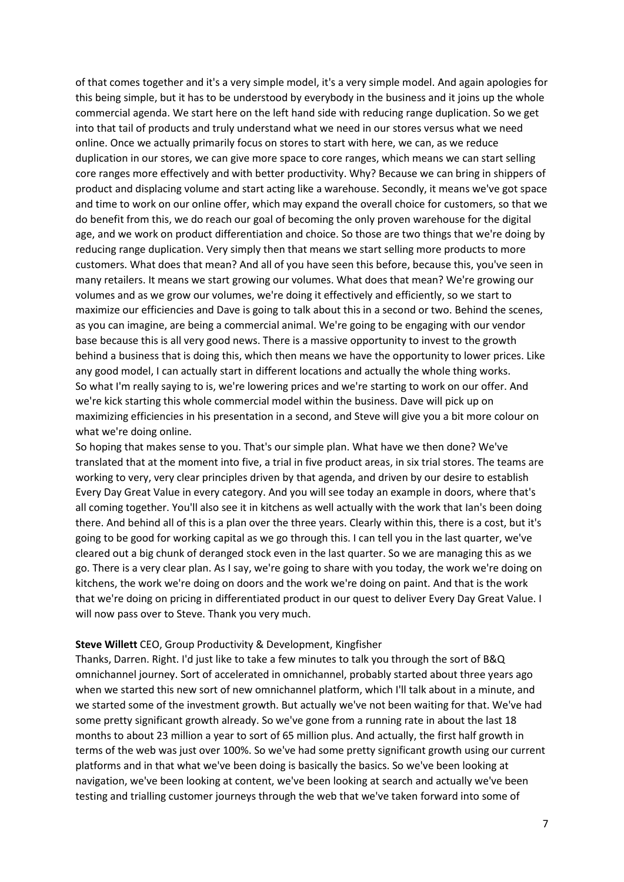of that comes together and it's a very simple model, it's a very simple model. And again apologies for this being simple, but it has to be understood by everybody in the business and it joins up the whole commercial agenda. We start here on the left hand side with reducing range duplication. So we get into that tail of products and truly understand what we need in our stores versus what we need online. Once we actually primarily focus on stores to start with here, we can, as we reduce duplication in our stores, we can give more space to core ranges, which means we can start selling core ranges more effectively and with better productivity. Why? Because we can bring in shippers of product and displacing volume and start acting like a warehouse. Secondly, it means we've got space and time to work on our online offer, which may expand the overall choice for customers, so that we do benefit from this, we do reach our goal of becoming the only proven warehouse for the digital age, and we work on product differentiation and choice. So those are two things that we're doing by reducing range duplication. Very simply then that means we start selling more products to more customers. What does that mean? And all of you have seen this before, because this, you've seen in many retailers. It means we start growing our volumes. What does that mean? We're growing our volumes and as we grow our volumes, we're doing it effectively and efficiently, so we start to maximize our efficiencies and Dave is going to talk about this in a second or two. Behind the scenes, as you can imagine, are being a commercial animal. We're going to be engaging with our vendor base because this is all very good news. There is a massive opportunity to invest to the growth behind a business that is doing this, which then means we have the opportunity to lower prices. Like any good model, I can actually start in different locations and actually the whole thing works. So what I'm really saying to is, we're lowering prices and we're starting to work on our offer. And we're kick starting this whole commercial model within the business. Dave will pick up on maximizing efficiencies in his presentation in a second, and Steve will give you a bit more colour on what we're doing online.

So hoping that makes sense to you. That's our simple plan. What have we then done? We've translated that at the moment into five, a trial in five product areas, in six trial stores. The teams are working to very, very clear principles driven by that agenda, and driven by our desire to establish Every Day Great Value in every category. And you will see today an example in doors, where that's all coming together. You'll also see it in kitchens as well actually with the work that Ian's been doing there. And behind all of this is a plan over the three years. Clearly within this, there is a cost, but it's going to be good for working capital as we go through this. I can tell you in the last quarter, we've cleared out a big chunk of deranged stock even in the last quarter. So we are managing this as we go. There is a very clear plan. As I say, we're going to share with you today, the work we're doing on kitchens, the work we're doing on doors and the work we're doing on paint. And that is the work that we're doing on pricing in differentiated product in our quest to deliver Every Day Great Value. I will now pass over to Steve. Thank you very much.

**Steve Willett** CEO, Group Productivity & Development, Kingfisher

Thanks, Darren. Right. I'd just like to take a few minutes to talk you through the sort of B&Q omnichannel journey. Sort of accelerated in omnichannel, probably started about three years ago when we started this new sort of new omnichannel platform, which I'll talk about in a minute, and we started some of the investment growth. But actually we've not been waiting for that. We've had some pretty significant growth already. So we've gone from a running rate in about the last 18 months to about 23 million a year to sort of 65 million plus. And actually, the first half growth in terms of the web was just over 100%. So we've had some pretty significant growth using our current platforms and in that what we've been doing is basically the basics. So we've been looking at navigation, we've been looking at content, we've been looking at search and actually we've been testing and trialling customer journeys through the web that we've taken forward into some of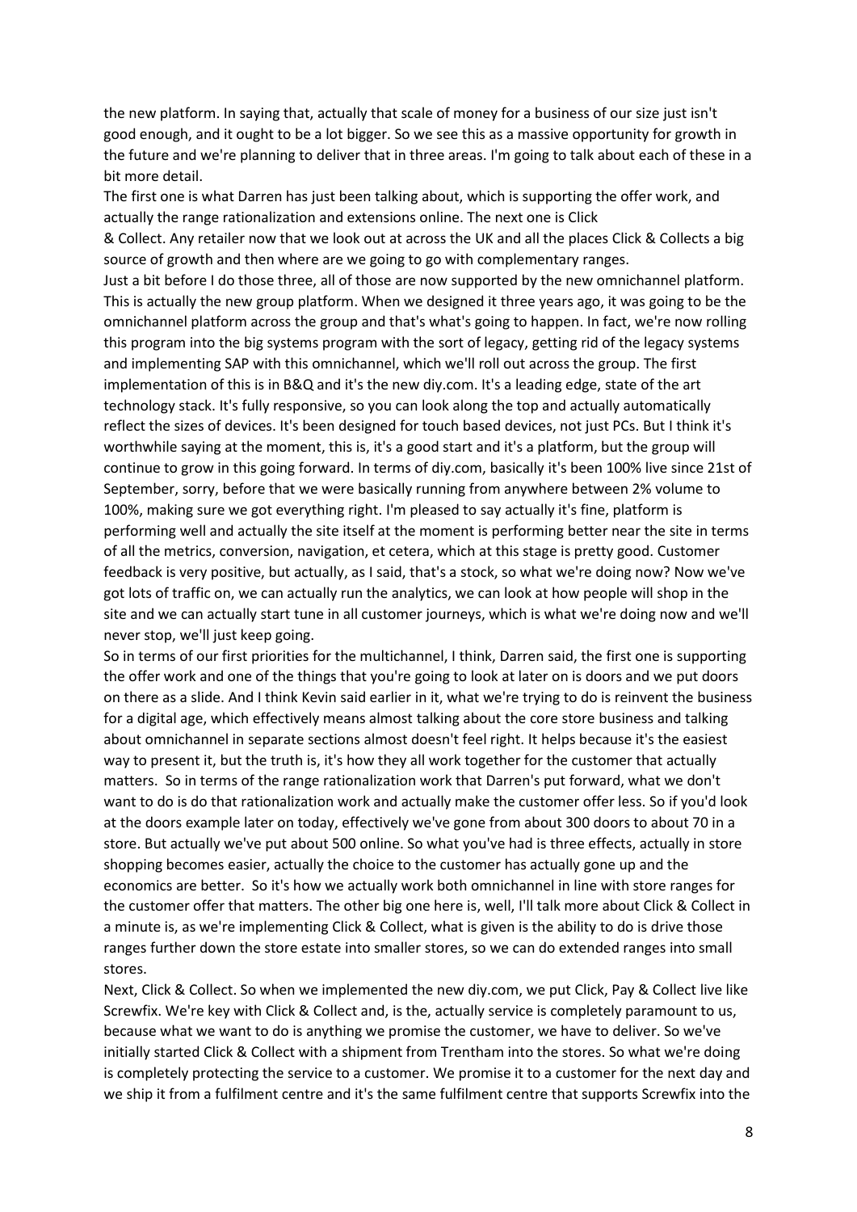the new platform. In saying that, actually that scale of money for a business of our size just isn't good enough, and it ought to be a lot bigger. So we see this as a massive opportunity for growth in the future and we're planning to deliver that in three areas. I'm going to talk about each of these in a bit more detail.

The first one is what Darren has just been talking about, which is supporting the offer work, and actually the range rationalization and extensions online. The next one is Click & Collect. Any retailer now that we look out at across the UK and all the places Click & Collects a big source of growth and then where are we going to go with complementary ranges.

Just a bit before I do those three, all of those are now supported by the new omnichannel platform. This is actually the new group platform. When we designed it three years ago, it was going to be the omnichannel platform across the group and that's what's going to happen. In fact, we're now rolling this program into the big systems program with the sort of legacy, getting rid of the legacy systems and implementing SAP with this omnichannel, which we'll roll out across the group. The first implementation of this is in B&Q and it's the new diy.com. It's a leading edge, state of the art technology stack. It's fully responsive, so you can look along the top and actually automatically reflect the sizes of devices. It's been designed for touch based devices, not just PCs. But I think it's worthwhile saying at the moment, this is, it's a good start and it's a platform, but the group will continue to grow in this going forward. In terms of diy.com, basically it's been 100% live since 21st of September, sorry, before that we were basically running from anywhere between 2% volume to 100%, making sure we got everything right. I'm pleased to say actually it's fine, platform is performing well and actually the site itself at the moment is performing better near the site in terms of all the metrics, conversion, navigation, et cetera, which at this stage is pretty good. Customer feedback is very positive, but actually, as I said, that's a stock, so what we're doing now? Now we've got lots of traffic on, we can actually run the analytics, we can look at how people will shop in the site and we can actually start tune in all customer journeys, which is what we're doing now and we'll never stop, we'll just keep going.

So in terms of our first priorities for the multichannel, I think, Darren said, the first one is supporting the offer work and one of the things that you're going to look at later on is doors and we put doors on there as a slide. And I think Kevin said earlier in it, what we're trying to do is reinvent the business for a digital age, which effectively means almost talking about the core store business and talking about omnichannel in separate sections almost doesn't feel right. It helps because it's the easiest way to present it, but the truth is, it's how they all work together for the customer that actually matters. So in terms of the range rationalization work that Darren's put forward, what we don't want to do is do that rationalization work and actually make the customer offer less. So if you'd look at the doors example later on today, effectively we've gone from about 300 doors to about 70 in a store. But actually we've put about 500 online. So what you've had is three effects, actually in store shopping becomes easier, actually the choice to the customer has actually gone up and the economics are better. So it's how we actually work both omnichannel in line with store ranges for the customer offer that matters. The other big one here is, well, I'll talk more about Click & Collect in a minute is, as we're implementing Click & Collect, what is given is the ability to do is drive those ranges further down the store estate into smaller stores, so we can do extended ranges into small stores.

Next, Click & Collect. So when we implemented the new diy.com, we put Click, Pay & Collect live like Screwfix. We're key with Click & Collect and, is the, actually service is completely paramount to us, because what we want to do is anything we promise the customer, we have to deliver. So we've initially started Click & Collect with a shipment from Trentham into the stores. So what we're doing is completely protecting the service to a customer. We promise it to a customer for the next day and we ship it from a fulfilment centre and it's the same fulfilment centre that supports Screwfix into the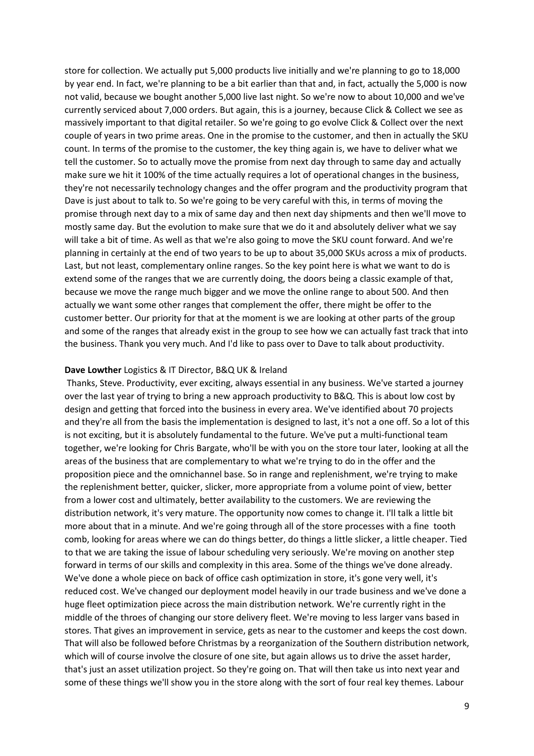store for collection. We actually put 5,000 products live initially and we're planning to go to 18,000 by year end. In fact, we're planning to be a bit earlier than that and, in fact, actually the 5,000 is now not valid, because we bought another 5,000 live last night. So we're now to about 10,000 and we've currently serviced about 7,000 orders. But again, this is a journey, because Click & Collect we see as massively important to that digital retailer. So we're going to go evolve Click & Collect over the next couple of years in two prime areas. One in the promise to the customer, and then in actually the SKU count. In terms of the promise to the customer, the key thing again is, we have to deliver what we tell the customer. So to actually move the promise from next day through to same day and actually make sure we hit it 100% of the time actually requires a lot of operational changes in the business, they're not necessarily technology changes and the offer program and the productivity program that Dave is just about to talk to. So we're going to be very careful with this, in terms of moving the promise through next day to a mix of same day and then next day shipments and then we'll move to mostly same day. But the evolution to make sure that we do it and absolutely deliver what we say will take a bit of time. As well as that we're also going to move the SKU count forward. And we're planning in certainly at the end of two years to be up to about 35,000 SKUs across a mix of products. Last, but not least, complementary online ranges. So the key point here is what we want to do is extend some of the ranges that we are currently doing, the doors being a classic example of that, because we move the range much bigger and we move the online range to about 500. And then actually we want some other ranges that complement the offer, there might be offer to the customer better. Our priority for that at the moment is we are looking at other parts of the group and some of the ranges that already exist in the group to see how we can actually fast track that into the business. Thank you very much. And I'd like to pass over to Dave to talk about productivity.

**Dave Lowther** Logistics & IT Director, B&Q UK & Ireland

Thanks, Steve. Productivity, ever exciting, always essential in any business. We've started a journey over the last year of trying to bring a new approach productivity to B&Q. This is about low cost by design and getting that forced into the business in every area. We've identified about 70 projects and they're all from the basis the implementation is designed to last, it's not a one off. So a lot of this is not exciting, but it is absolutely fundamental to the future. We've put a multi-functional team together, we're looking for Chris Bargate, who'll be with you on the store tour later, looking at all the areas of the business that are complementary to what we're trying to do in the offer and the proposition piece and the omnichannel base. So in range and replenishment, we're trying to make the replenishment better, quicker, slicker, more appropriate from a volume point of view, better from a lower cost and ultimately, better availability to the customers. We are reviewing the distribution network, it's very mature. The opportunity now comes to change it. I'll talk a little bit more about that in a minute. And we're going through all of the store processes with a fine tooth comb, looking for areas where we can do things better, do things a little slicker, a little cheaper. Tied to that we are taking the issue of labour scheduling very seriously. We're moving on another step forward in terms of our skills and complexity in this area. Some of the things we've done already. We've done a whole piece on back of office cash optimization in store, it's gone very well, it's reduced cost. We've changed our deployment model heavily in our trade business and we've done a huge fleet optimization piece across the main distribution network. We're currently right in the middle of the throes of changing our store delivery fleet. We're moving to less larger vans based in stores. That gives an improvement in service, gets as near to the customer and keeps the cost down. That will also be followed before Christmas by a reorganization of the Southern distribution network, which will of course involve the closure of one site, but again allows us to drive the asset harder, that's just an asset utilization project. So they're going on. That will then take us into next year and some of these things we'll show you in the store along with the sort of four real key themes. Labour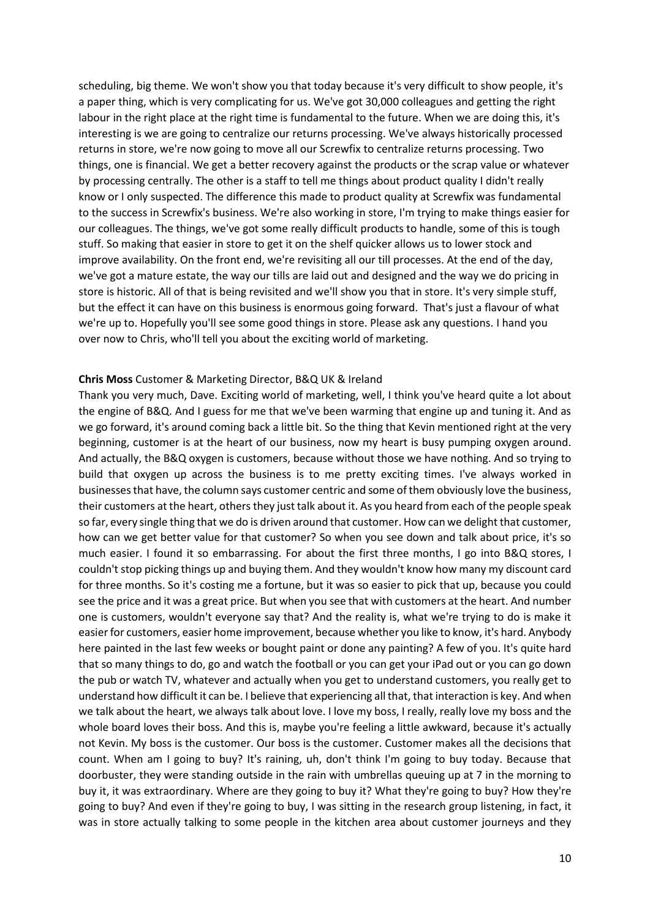scheduling, big theme. We won't show you that today because it's very difficult to show people, it's a paper thing, which is very complicating for us. We've got 30,000 colleagues and getting the right labour in the right place at the right time is fundamental to the future. When we are doing this, it's interesting is we are going to centralize our returns processing. We've always historically processed returns in store, we're now going to move all our Screwfix to centralize returns processing. Two things, one is financial. We get a better recovery against the products or the scrap value or whatever by processing centrally. The other is a staff to tell me things about product quality I didn't really know or I only suspected. The difference this made to product quality at Screwfix was fundamental to the success in Screwfix's business. We're also working in store, I'm trying to make things easier for our colleagues. The things, we've got some really difficult products to handle, some of this is tough stuff. So making that easier in store to get it on the shelf quicker allows us to lower stock and improve availability. On the front end, we're revisiting all our till processes. At the end of the day, we've got a mature estate, the way our tills are laid out and designed and the way we do pricing in store is historic. All of that is being revisited and we'll show you that in store. It's very simple stuff, but the effect it can have on this business is enormous going forward. That's just a flavour of what we're up to. Hopefully you'll see some good things in store. Please ask any questions. I hand you over now to Chris, who'll tell you about the exciting world of marketing.

**Chris Moss** Customer & Marketing Director, B&Q UK & Ireland

Thank you very much, Dave. Exciting world of marketing, well, I think you've heard quite a lot about the engine of B&Q. And I guess for me that we've been warming that engine up and tuning it. And as we go forward, it's around coming back a little bit. So the thing that Kevin mentioned right at the very beginning, customer is at the heart of our business, now my heart is busy pumping oxygen around. And actually, the B&Q oxygen is customers, because without those we have nothing. And so trying to build that oxygen up across the business is to me pretty exciting times. I've always worked in businesses that have, the column says customer centric and some of them obviously love the business, their customers at the heart, others they just talk about it. As you heard from each of the people speak so far, every single thing that we do is driven around that customer. How can we delight that customer, how can we get better value for that customer? So when you see down and talk about price, it's so much easier. I found it so embarrassing. For about the first three months, I go into B&Q stores, I couldn't stop picking things up and buying them. And they wouldn't know how many my discount card for three months. So it's costing me a fortune, but it was so easier to pick that up, because you could see the price and it was a great price. But when you see that with customers at the heart. And number one is customers, wouldn't everyone say that? And the reality is, what we're trying to do is make it easier for customers, easier home improvement, because whether you like to know, it's hard. Anybody here painted in the last few weeks or bought paint or done any painting? A few of you. It's quite hard that so many things to do, go and watch the football or you can get your iPad out or you can go down the pub or watch TV, whatever and actually when you get to understand customers, you really get to understand how difficult it can be. I believe that experiencing all that, that interaction is key. And when we talk about the heart, we always talk about love. I love my boss, I really, really love my boss and the whole board loves their boss. And this is, maybe you're feeling a little awkward, because it's actually not Kevin. My boss is the customer. Our boss is the customer. Customer makes all the decisions that count. When am I going to buy? It's raining, uh, don't think I'm going to buy today. Because that doorbuster, they were standing outside in the rain with umbrellas queuing up at 7 in the morning to buy it, it was extraordinary. Where are they going to buy it? What they're going to buy? How they're going to buy? And even if they're going to buy, I was sitting in the research group listening, in fact, it was in store actually talking to some people in the kitchen area about customer journeys and they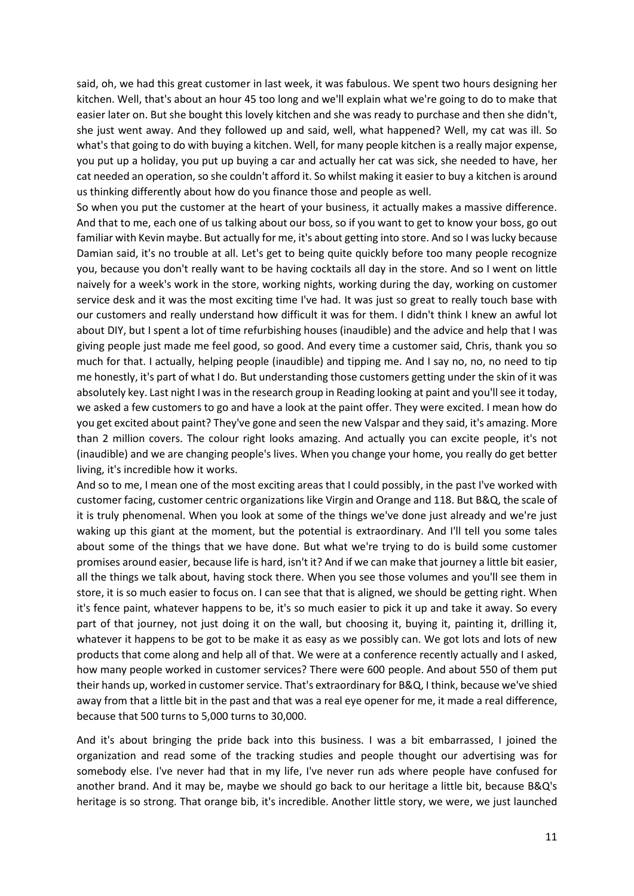said, oh, we had this great customer in last week, it was fabulous. We spent two hours designing her kitchen. Well, that's about an hour 45 too long and we'll explain what we're going to do to make that easier later on. But she bought this lovely kitchen and she was ready to purchase and then she didn't, she just went away. And they followed up and said, well, what happened? Well, my cat was ill. So what's that going to do with buying a kitchen. Well, for many people kitchen is a really major expense, you put up a holiday, you put up buying a car and actually her cat was sick, she needed to have, her cat needed an operation, so she couldn't afford it. So whilst making it easier to buy a kitchen is around us thinking differently about how do you finance those and people as well.

So when you put the customer at the heart of your business, it actually makes a massive difference. And that to me, each one of us talking about our boss, so if you want to get to know your boss, go out familiar with Kevin maybe. But actually for me, it's about getting into store. And so I was lucky because Damian said, it's no trouble at all. Let's get to being quite quickly before too many people recognize you, because you don't really want to be having cocktails all day in the store. And so I went on little naively for a week's work in the store, working nights, working during the day, working on customer service desk and it was the most exciting time I've had. It was just so great to really touch base with our customers and really understand how difficult it was for them. I didn't think I knew an awful lot about DIY, but I spent a lot of time refurbishing houses (inaudible) and the advice and help that I was giving people just made me feel good, so good. And every time a customer said, Chris, thank you so much for that. I actually, helping people (inaudible) and tipping me. And I say no, no, no need to tip me honestly, it's part of what I do. But understanding those customers getting under the skin of it was absolutely key. Last night I was in the research group in Reading looking at paint and you'll see it today, we asked a few customers to go and have a look at the paint offer. They were excited. I mean how do you get excited about paint? They've gone and seen the new Valspar and they said, it's amazing. More than 2 million covers. The colour right looks amazing. And actually you can excite people, it's not (inaudible) and we are changing people's lives. When you change your home, you really do get better living, it's incredible how it works.

And so to me, I mean one of the most exciting areas that I could possibly, in the past I've worked with customer facing, customer centric organizations like Virgin and Orange and 118. But B&Q, the scale of it is truly phenomenal. When you look at some of the things we've done just already and we're just waking up this giant at the moment, but the potential is extraordinary. And I'll tell you some tales about some of the things that we have done. But what we're trying to do is build some customer promises around easier, because life is hard, isn't it? And if we can make that journey a little bit easier, all the things we talk about, having stock there. When you see those volumes and you'll see them in store, it is so much easier to focus on. I can see that that is aligned, we should be getting right. When it's fence paint, whatever happens to be, it's so much easier to pick it up and take it away. So every part of that journey, not just doing it on the wall, but choosing it, buying it, painting it, drilling it, whatever it happens to be got to be make it as easy as we possibly can. We got lots and lots of new products that come along and help all of that. We were at a conference recently actually and I asked, how many people worked in customer services? There were 600 people. And about 550 of them put their hands up, worked in customer service. That's extraordinary for B&Q, I think, because we've shied away from that a little bit in the past and that was a real eye opener for me, it made a real difference, because that 500 turns to 5,000 turns to 30,000.

And it's about bringing the pride back into this business. I was a bit embarrassed, I joined the organization and read some of the tracking studies and people thought our advertising was for somebody else. I've never had that in my life, I've never run ads where people have confused for another brand. And it may be, maybe we should go back to our heritage a little bit, because B&Q's heritage is so strong. That orange bib, it's incredible. Another little story, we were, we just launched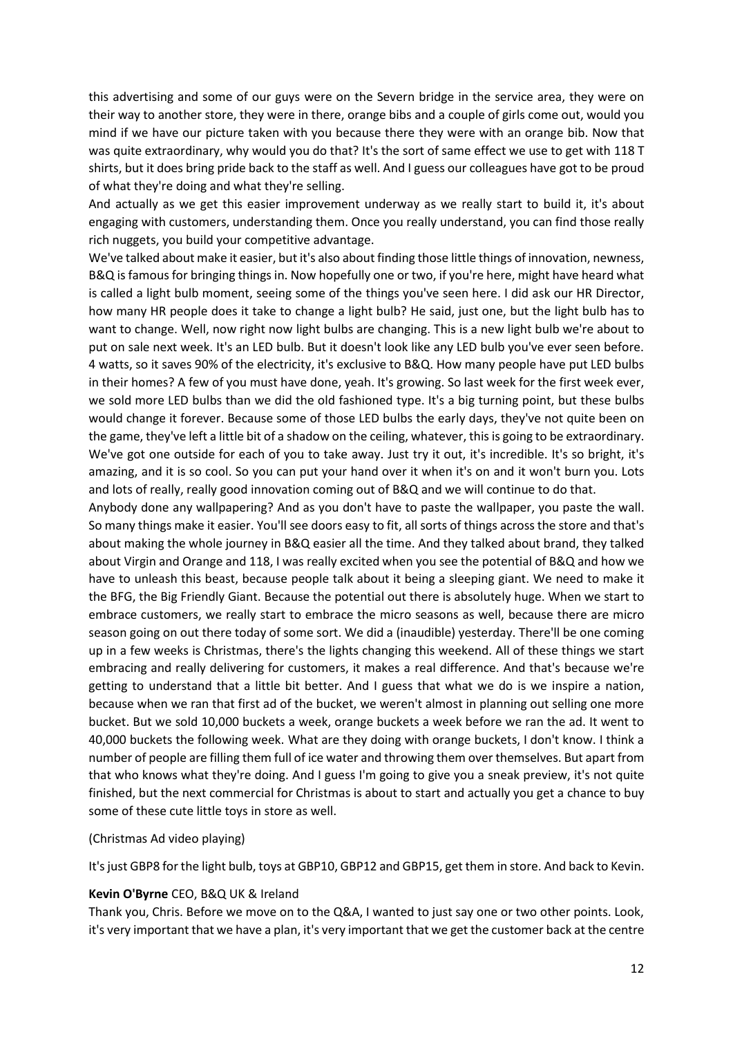this advertising and some of our guys were on the Severn bridge in the service area, they were on their way to another store, they were in there, orange bibs and a couple of girls come out, would you mind if we have our picture taken with you because there they were with an orange bib. Now that was quite extraordinary, why would you do that? It's the sort of same effect we use to get with 118 T shirts, but it does bring pride back to the staff as well. And I guess our colleagues have got to be proud of what they're doing and what they're selling.

And actually as we get this easier improvement underway as we really start to build it, it's about engaging with customers, understanding them. Once you really understand, you can find those really rich nuggets, you build your competitive advantage.

We've talked about make it easier, but it's also about finding those little things of innovation, newness, B&Q is famous for bringing things in. Now hopefully one or two, if you're here, might have heard what is called a light bulb moment, seeing some of the things you've seen here. I did ask our HR Director, how many HR people does it take to change a light bulb? He said, just one, but the light bulb has to want to change. Well, now right now light bulbs are changing. This is a new light bulb we're about to put on sale next week. It's an LED bulb. But it doesn't look like any LED bulb you've ever seen before. 4 watts, so it saves 90% of the electricity, it's exclusive to B&Q. How many people have put LED bulbs in their homes? A few of you must have done, yeah. It's growing. So last week for the first week ever, we sold more LED bulbs than we did the old fashioned type. It's a big turning point, but these bulbs would change it forever. Because some of those LED bulbs the early days, they've not quite been on the game, they've left a little bit of a shadow on the ceiling, whatever, this is going to be extraordinary. We've got one outside for each of you to take away. Just try it out, it's incredible. It's so bright, it's amazing, and it is so cool. So you can put your hand over it when it's on and it won't burn you. Lots and lots of really, really good innovation coming out of B&Q and we will continue to do that.

Anybody done any wallpapering? And as you don't have to paste the wallpaper, you paste the wall. So many things make it easier. You'll see doors easy to fit, all sorts of things across the store and that's about making the whole journey in B&Q easier all the time. And they talked about brand, they talked about Virgin and Orange and 118, I was really excited when you see the potential of B&Q and how we have to unleash this beast, because people talk about it being a sleeping giant. We need to make it the BFG, the Big Friendly Giant. Because the potential out there is absolutely huge. When we start to embrace customers, we really start to embrace the micro seasons as well, because there are micro season going on out there today of some sort. We did a (inaudible) yesterday. There'll be one coming up in a few weeks is Christmas, there's the lights changing this weekend. All of these things we start embracing and really delivering for customers, it makes a real difference. And that's because we're getting to understand that a little bit better. And I guess that what we do is we inspire a nation, because when we ran that first ad of the bucket, we weren't almost in planning out selling one more bucket. But we sold 10,000 buckets a week, orange buckets a week before we ran the ad. It went to 40,000 buckets the following week. What are they doing with orange buckets, I don't know. I think a number of people are filling them full of ice water and throwing them over themselves. But apart from that who knows what they're doing. And I guess I'm going to give you a sneak preview, it's not quite finished, but the next commercial for Christmas is about to start and actually you get a chance to buy some of these cute little toys in store as well.

(Christmas Ad video playing)

It's just GBP8 for the light bulb, toys at GBP10, GBP12 and GBP15, get them in store. And back to Kevin.

**Kevin O'Byrne** CEO, B&Q UK & Ireland

Thank you, Chris. Before we move on to the Q&A, I wanted to just say one or two other points. Look, it's very important that we have a plan, it's very important that we get the customer back at the centre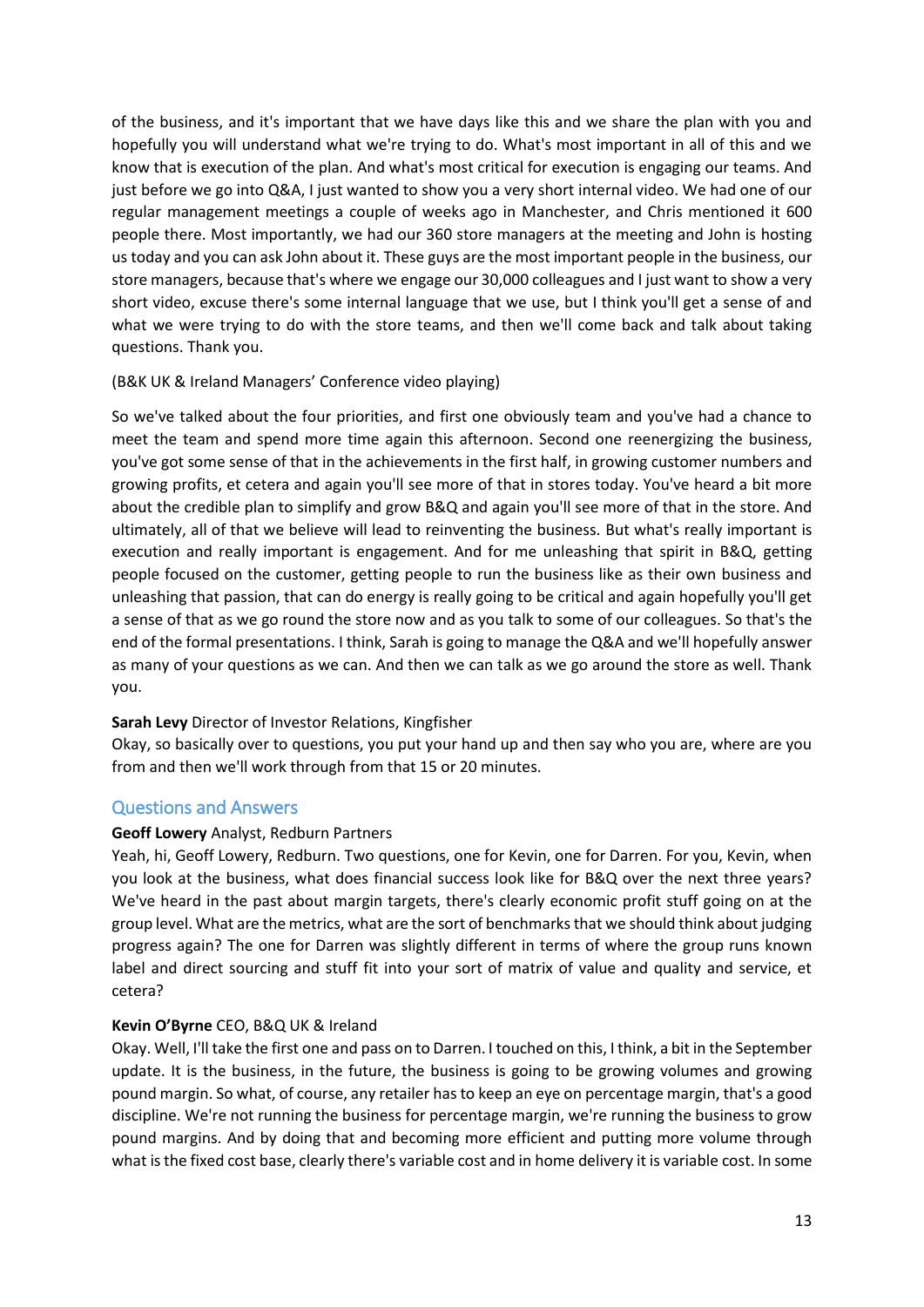of the business, and it's important that we have days like this and we share the plan with you and hopefully you will understand what we're trying to do. What's most important in all of this and we know that is execution of the plan. And what's most critical for execution is engaging our teams. And just before we go into Q&A, I just wanted to show you a very short internal video. We had one of our regular management meetings a couple of weeks ago in Manchester, and Chris mentioned it 600 people there. Most importantly, we had our 360 store managers at the meeting and John is hosting us today and you can ask John about it. These guys are the most important people in the business, our store managers, because that's where we engage our 30,000 colleagues and I just want to show a very short video, excuse there's some internal language that we use, but I think you'll get a sense of and what we were trying to do with the store teams, and then we'll come back and talk about taking questions. Thank you.

(B&K UK & Ireland Managers' Conference video playing)

So we've talked about the four priorities, and first one obviously team and you've had a chance to meet the team and spend more time again this afternoon. Second one reenergizing the business, you've got some sense of that in the achievements in the first half, in growing customer numbers and growing profits, et cetera and again you'll see more of that in stores today. You've heard a bit more about the credible plan to simplify and grow B&Q and again you'll see more of that in the store. And ultimately, all of that we believe will lead to reinventing the business. But what's really important is execution and really important is engagement. And for me unleashing that spirit in B&Q, getting people focused on the customer, getting people to run the business like as their own business and unleashing that passion, that can do energy is really going to be critical and again hopefully you'll get a sense of that as we go round the store now and as you talk to some of our colleagues. So that's the end of the formal presentations. I think, Sarah is going to manage the Q&A and we'll hopefully answer as many of your questions as we can. And then we can talk as we go around the store as well. Thank you.

**Sarah Levy** Director of Investor Relations, Kingfisher

Okay, so basically over to questions, you put your hand up and then say who you are, where are you from and then we'll work through from that 15 or 20 minutes.

## Questions and Answers

**Geoff Lowery** Analyst, Redburn Partners

Yeah, hi, Geoff Lowery, Redburn. Two questions, one for Kevin, one for Darren. For you, Kevin, when you look at the business, what does financial success look like for B&Q over the next three years? We've heard in the past about margin targets, there's clearly economic profit stuff going on at the group level. What are the metrics, what are the sort of benchmarks that we should think about judging progress again? The one for Darren was slightly different in terms of where the group runs known label and direct sourcing and stuff fit into your sort of matrix of value and quality and service, et cetera?

**Kevin O'Byrne** CEO, B&Q UK & Ireland

Okay. Well, I'll take the first one and pass on to Darren. I touched on this, I think, a bit in the September update. It is the business, in the future, the business is going to be growing volumes and growing pound margin. So what, of course, any retailer has to keep an eye on percentage margin, that's a good discipline. We're not running the business for percentage margin, we're running the business to grow pound margins. And by doing that and becoming more efficient and putting more volume through what is the fixed cost base, clearly there's variable cost and in home delivery it is variable cost. In some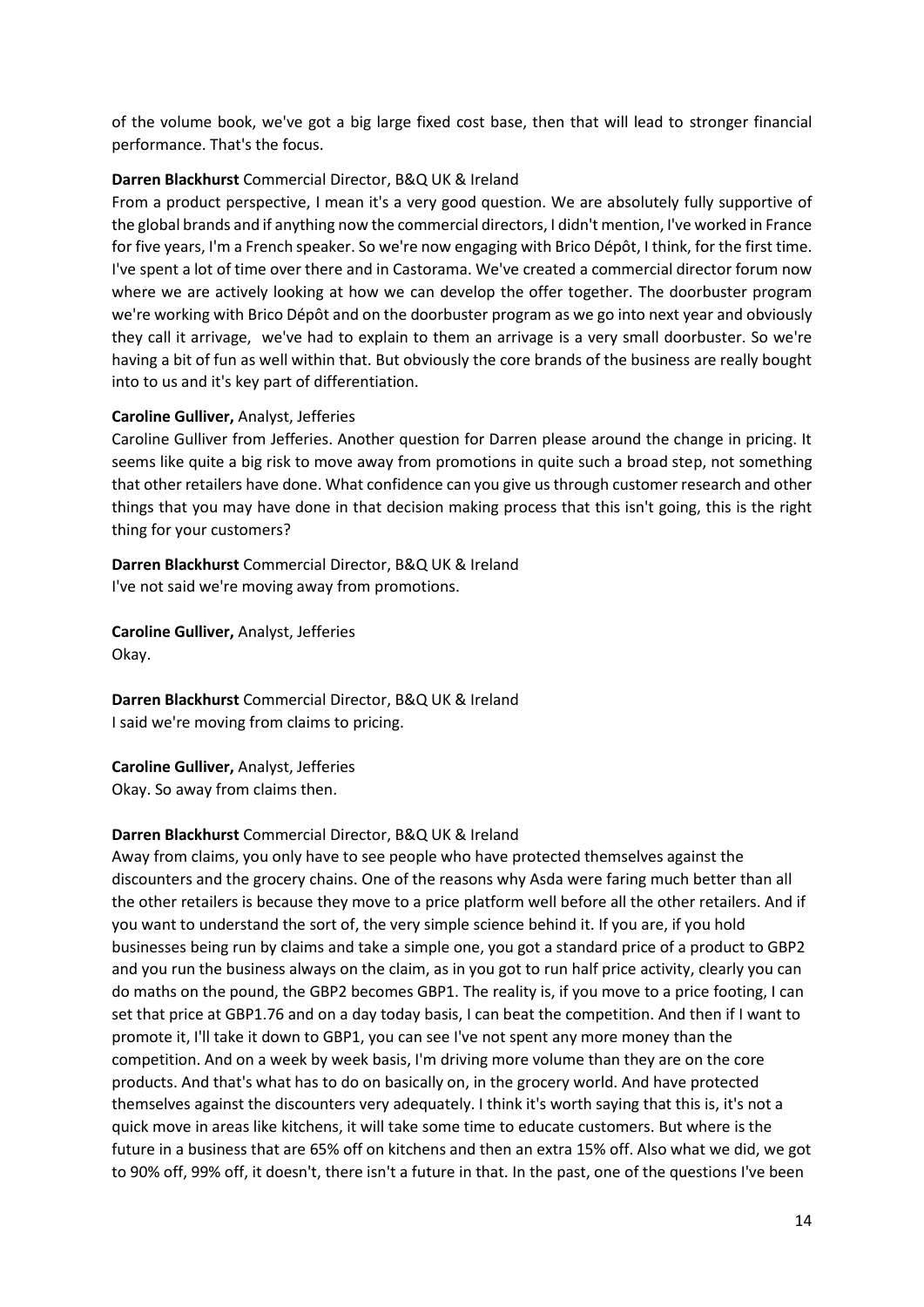of the volume book, we've got a big large fixed cost base, then that will lead to stronger financial performance. That's the focus.

**Darren Blackhurst** Commercial Director, B&Q UK & Ireland

From a product perspective, I mean it's a very good question. We are absolutely fully supportive of the global brands and if anything now the commercial directors, I didn't mention, I've worked in France for five years, I'm a French speaker. So we're now engaging with Brico Dépôt, I think, for the first time. I've spent a lot of time over there and in Castorama. We've created a commercial director forum now where we are actively looking at how we can develop the offer together. The doorbuster program we're working with Brico Dépôt and on the doorbuster program as we go into next year and obviously they call it arrivage, we've had to explain to them an arrivage is a very small doorbuster. So we're having a bit of fun as well within that. But obviously the core brands of the business are really bought into to us and it's key part of differentiation.

**Caroline Gulliver,** Analyst, Jefferies

Caroline Gulliver from Jefferies. Another question for Darren please around the change in pricing. It seems like quite a big risk to move away from promotions in quite such a broad step, not something that other retailers have done. What confidence can you give us through customer research and other things that you may have done in that decision making process that this isn't going, this is the right thing for your customers?

**Darren Blackhurst** Commercial Director, B&Q UK & Ireland

I've not said we're moving away from promotions.

**Caroline Gulliver,** Analyst, Jefferies

Okay.

**Darren Blackhurst** Commercial Director, B&Q UK & Ireland

I said we're moving from claims to pricing.

**Caroline Gulliver,** Analyst, Jefferies

Okay. So away from claims then.

**Darren Blackhurst** Commercial Director, B&Q UK & Ireland

Away from claims, you only have to see people who have protected themselves against the discounters and the grocery chains. One of the reasons why Asda were faring much better than all the other retailers is because they move to a price platform well before all the other retailers. And if you want to understand the sort of, the very simple science behind it. If you are, if you hold businesses being run by claims and take a simple one, you got a standard price of a product to GBP2 and you run the business always on the claim, as in you got to run half price activity, clearly you can do maths on the pound, the GBP2 becomes GBP1. The reality is, if you move to a price footing, I can set that price at GBP1.76 and on a day today basis, I can beat the competition. And then if I want to promote it, I'll take it down to GBP1, you can see I've not spent any more money than the competition. And on a week by week basis, I'm driving more volume than they are on the core products. And that's what has to do on basically on, in the grocery world. And have protected themselves against the discounters very adequately. I think it's worth saying that this is, it's not a quick move in areas like kitchens, it will take some time to educate customers. But where is the future in a business that are 65% off on kitchens and then an extra 15% off. Also what we did, we got to 90% off, 99% off, it doesn't, there isn't a future in that. In the past, one of the questions I've been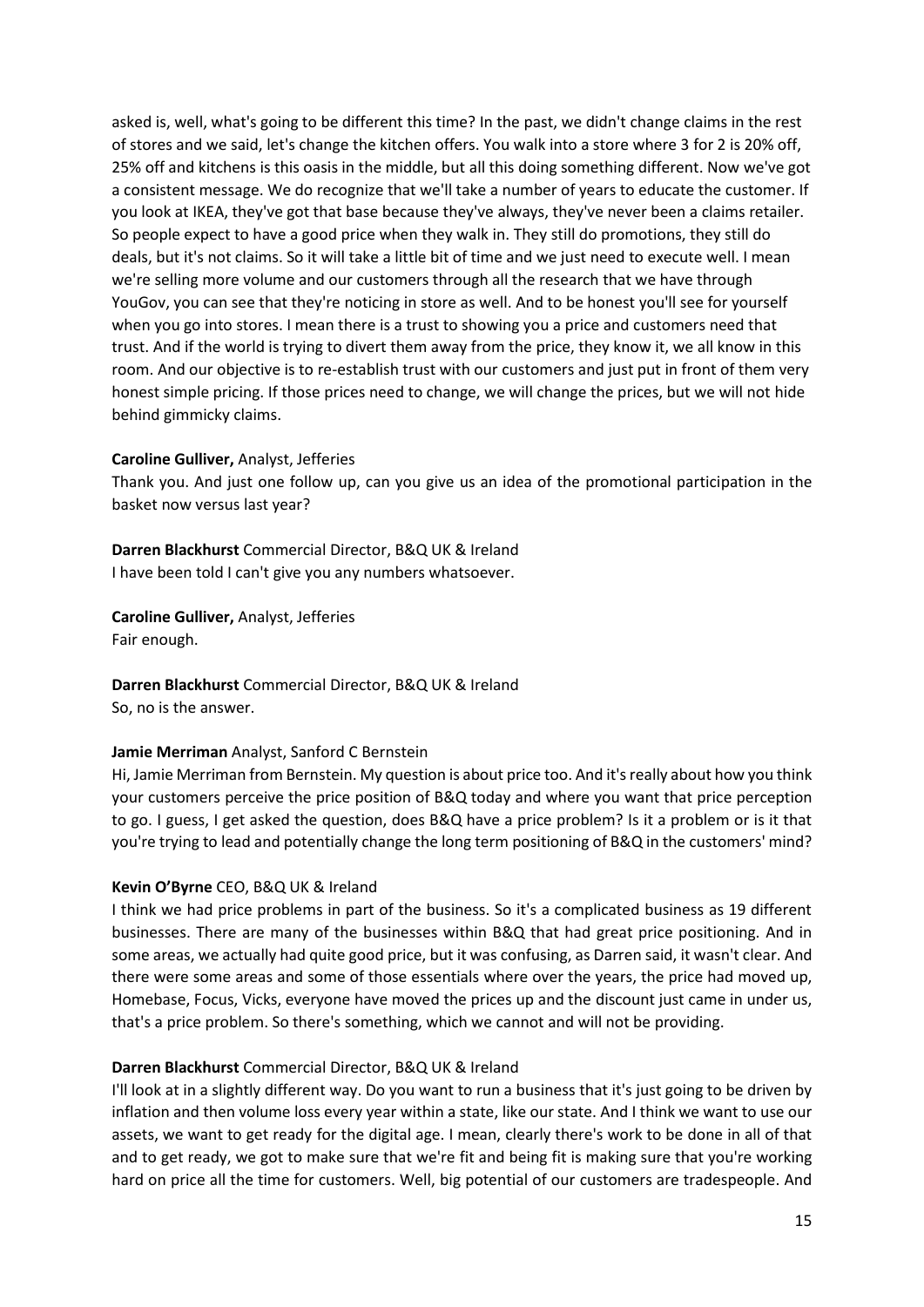asked is, well, what's going to be different this time? In the past, we didn't change claims in the rest of stores and we said, let's change the kitchen offers. You walk into a store where 3 for 2 is 20% off, 25% off and kitchens is this oasis in the middle, but all this doing something different. Now we've got a consistent message. We do recognize that we'll take a number of years to educate the customer. If you look at IKEA, they've got that base because they've always, they've never been a claims retailer. So people expect to have a good price when they walk in. They still do promotions, they still do deals, but it's not claims. So it will take a little bit of time and we just need to execute well. I mean we're selling more volume and our customers through all the research that we have through YouGov, you can see that they're noticing in store as well. And to be honest you'll see for yourself when you go into stores. I mean there is a trust to showing you a price and customers need that trust. And if the world is trying to divert them away from the price, they know it, we all know in this room. And our objective is to re-establish trust with our customers and just put in front of them very honest simple pricing. If those prices need to change, we will change the prices, but we will not hide behind gimmicky claims.

**Caroline Gulliver,** Analyst, Jefferies
Thank you. And just one follow up, can you give us an idea of the promotional participation in the basket now versus last year?

**Darren Blackhurst** Commercial Director, B&Q UK & Ireland
I have been told I can't give you any numbers whatsoever.

**Caroline Gulliver,** Analyst, Jefferies
Fair enough.

**Darren Blackhurst** Commercial Director, B&Q UK & Ireland
So, no is the answer.

**Jamie Merriman** Analyst, Sanford C Bernstein
Hi, Jamie Merriman from Bernstein. My question is about price too. And it's really about how you think your customers perceive the price position of B&Q today and where you want that price perception to go. I guess, I get asked the question, does B&Q have a price problem? Is it a problem or is it that you're trying to lead and potentially change the long term positioning of B&Q in the customers' mind?

**Kevin O'Byrne** CEO, B&Q UK & Ireland
I think we had price problems in part of the business. So it's a complicated business as 19 different businesses. There are many of the businesses within B&Q that had great price positioning. And in some areas, we actually had quite good price, but it was confusing, as Darren said, it wasn't clear. And there were some areas and some of those essentials where over the years, the price had moved up, Homebase, Focus, Vicks, everyone have moved the prices up and the discount just came in under us, that's a price problem. So there's something, which we cannot and will not be providing.

**Darren Blackhurst** Commercial Director, B&Q UK & Ireland
I'll look at in a slightly different way. Do you want to run a business that it's just going to be driven by inflation and then volume loss every year within a state, like our state. And I think we want to use our assets, we want to get ready for the digital age. I mean, clearly there's work to be done in all of that and to get ready, we got to make sure that we're fit and being fit is making sure that you're working hard on price all the time for customers. Well, big potential of our customers are tradespeople. And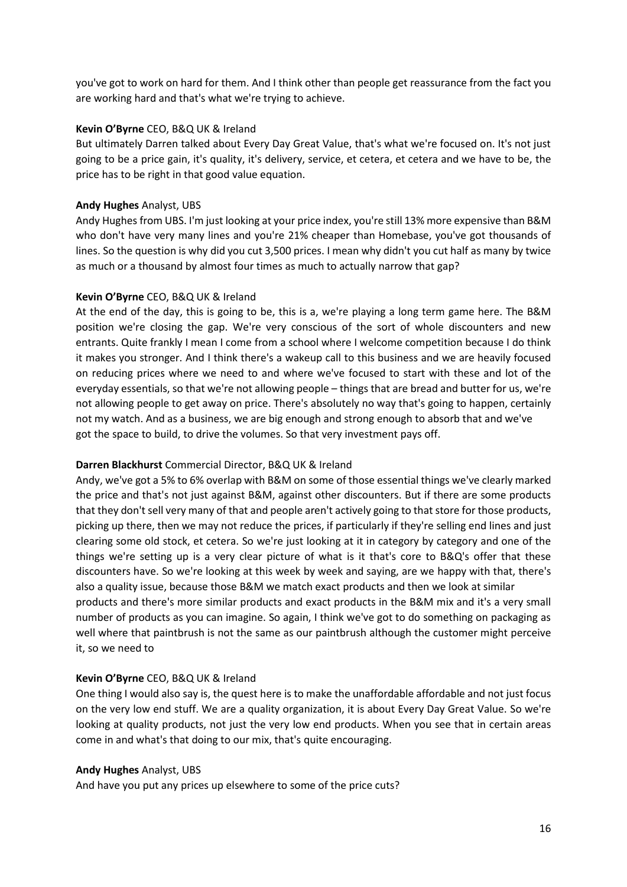you've got to work on hard for them. And I think other than people get reassurance from the fact you are working hard and that's what we're trying to achieve.

**Kevin O'Byrne** CEO, B&Q UK & Ireland

But ultimately Darren talked about Every Day Great Value, that's what we're focused on. It's not just going to be a price gain, it's quality, it's delivery, service, et cetera, et cetera and we have to be, the price has to be right in that good value equation.

**Andy Hughes** Analyst, UBS

Andy Hughes from UBS. I'm just looking at your price index, you're still 13% more expensive than B&M who don't have very many lines and you're 21% cheaper than Homebase, you've got thousands of lines. So the question is why did you cut 3,500 prices. I mean why didn't you cut half as many by twice as much or a thousand by almost four times as much to actually narrow that gap?

**Kevin O'Byrne** CEO, B&Q UK & Ireland

At the end of the day, this is going to be, this is a, we're playing a long term game here. The B&M position we're closing the gap. We're very conscious of the sort of whole discounters and new entrants. Quite frankly I mean I come from a school where I welcome competition because I do think it makes you stronger. And I think there's a wakeup call to this business and we are heavily focused on reducing prices where we need to and where we've focused to start with these and lot of the everyday essentials, so that we're not allowing people – things that are bread and butter for us, we're not allowing people to get away on price. There's absolutely no way that's going to happen, certainly not my watch. And as a business, we are big enough and strong enough to absorb that and we've got the space to build, to drive the volumes. So that very investment pays off.

**Darren Blackhurst** Commercial Director, B&Q UK & Ireland

Andy, we've got a 5% to 6% overlap with B&M on some of those essential things we've clearly marked the price and that's not just against B&M, against other discounters. But if there are some products that they don't sell very many of that and people aren't actively going to that store for those products, picking up there, then we may not reduce the prices, if particularly if they're selling end lines and just clearing some old stock, et cetera. So we're just looking at it in category by category and one of the things we're setting up is a very clear picture of what is it that's core to B&Q's offer that these discounters have. So we're looking at this week by week and saying, are we happy with that, there's also a quality issue, because those B&M we match exact products and then we look at similar products and there's more similar products and exact products in the B&M mix and it's a very small number of products as you can imagine. So again, I think we've got to do something on packaging as well where that paintbrush is not the same as our paintbrush although the customer might perceive it, so we need to

**Kevin O'Byrne** CEO, B&Q UK & Ireland

One thing I would also say is, the quest here is to make the unaffordable affordable and not just focus on the very low end stuff. We are a quality organization, it is about Every Day Great Value. So we're looking at quality products, not just the very low end products. When you see that in certain areas come in and what's that doing to our mix, that's quite encouraging.

**Andy Hughes** Analyst, UBS

And have you put any prices up elsewhere to some of the price cuts?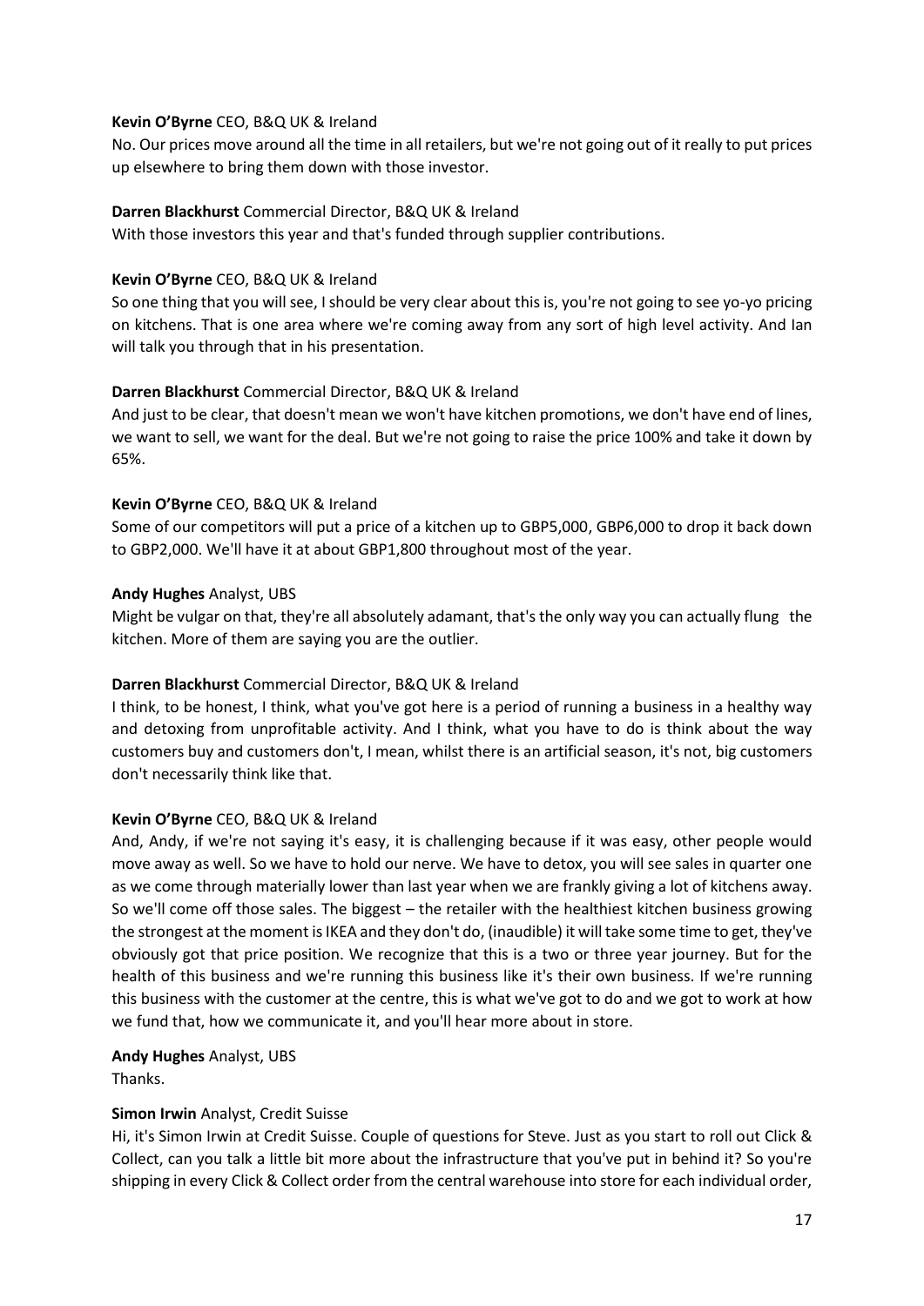**Kevin O'Byrne** CEO, B&Q UK & Ireland
No. Our prices move around all the time in all retailers, but we're not going out of it really to put prices up elsewhere to bring them down with those investor.

**Darren Blackhurst** Commercial Director, B&Q UK & Ireland
With those investors this year and that's funded through supplier contributions.

**Kevin O'Byrne** CEO, B&Q UK & Ireland
So one thing that you will see, I should be very clear about this is, you're not going to see yo-yo pricing on kitchens. That is one area where we're coming away from any sort of high level activity. And Ian will talk you through that in his presentation.

**Darren Blackhurst** Commercial Director, B&Q UK & Ireland
And just to be clear, that doesn't mean we won't have kitchen promotions, we don't have end of lines, we want to sell, we want for the deal. But we're not going to raise the price 100% and take it down by 65%.

**Kevin O'Byrne** CEO, B&Q UK & Ireland
Some of our competitors will put a price of a kitchen up to GBP5,000, GBP6,000 to drop it back down to GBP2,000. We'll have it at about GBP1,800 throughout most of the year.

**Andy Hughes** Analyst, UBS
Might be vulgar on that, they're all absolutely adamant, that's the only way you can actually flung the kitchen. More of them are saying you are the outlier.

**Darren Blackhurst** Commercial Director, B&Q UK & Ireland
I think, to be honest, I think, what you've got here is a period of running a business in a healthy way and detoxing from unprofitable activity. And I think, what you have to do is think about the way customers buy and customers don't, I mean, whilst there is an artificial season, it's not, big customers don't necessarily think like that.

**Kevin O'Byrne** CEO, B&Q UK & Ireland
And, Andy, if we're not saying it's easy, it is challenging because if it was easy, other people would move away as well. So we have to hold our nerve. We have to detox, you will see sales in quarter one as we come through materially lower than last year when we are frankly giving a lot of kitchens away. So we'll come off those sales. The biggest – the retailer with the healthiest kitchen business growing the strongest at the moment is IKEA and they don't do, (inaudible) it will take some time to get, they've obviously got that price position. We recognize that this is a two or three year journey. But for the health of this business and we're running this business like it's their own business. If we're running this business with the customer at the centre, this is what we've got to do and we got to work at how we fund that, how we communicate it, and you'll hear more about in store.

**Andy Hughes** Analyst, UBS
Thanks.

**Simon Irwin** Analyst, Credit Suisse
Hi, it's Simon Irwin at Credit Suisse. Couple of questions for Steve. Just as you start to roll out Click & Collect, can you talk a little bit more about the infrastructure that you've put in behind it? So you're shipping in every Click & Collect order from the central warehouse into store for each individual order,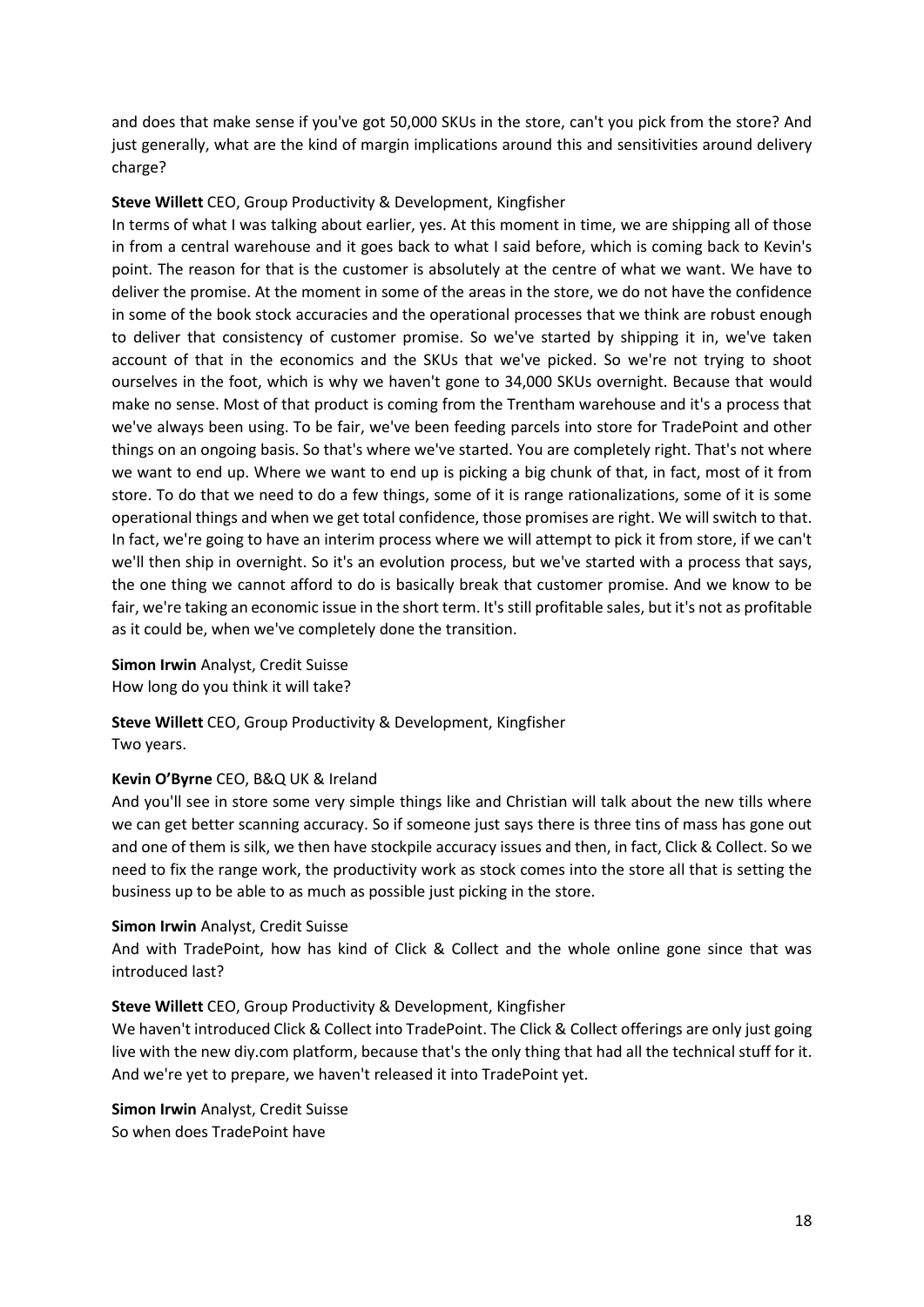and does that make sense if you've got 50,000 SKUs in the store, can't you pick from the store? And just generally, what are the kind of margin implications around this and sensitivities around delivery charge?

**Steve Willett** CEO, Group Productivity & Development, Kingfisher
In terms of what I was talking about earlier, yes. At this moment in time, we are shipping all of those in from a central warehouse and it goes back to what I said before, which is coming back to Kevin's point. The reason for that is the customer is absolutely at the centre of what we want. We have to deliver the promise. At the moment in some of the areas in the store, we do not have the confidence in some of the book stock accuracies and the operational processes that we think are robust enough to deliver that consistency of customer promise. So we've started by shipping it in, we've taken account of that in the economics and the SKUs that we've picked. So we're not trying to shoot ourselves in the foot, which is why we haven't gone to 34,000 SKUs overnight. Because that would make no sense. Most of that product is coming from the Trentham warehouse and it's a process that we've always been using. To be fair, we've been feeding parcels into store for TradePoint and other things on an ongoing basis. So that's where we've started. You are completely right. That's not where we want to end up. Where we want to end up is picking a big chunk of that, in fact, most of it from store. To do that we need to do a few things, some of it is range rationalizations, some of it is some operational things and when we get total confidence, those promises are right. We will switch to that. In fact, we're going to have an interim process where we will attempt to pick it from store, if we can't we'll then ship in overnight. So it's an evolution process, but we've started with a process that says, the one thing we cannot afford to do is basically break that customer promise. And we know to be fair, we're taking an economic issue in the short term. It's still profitable sales, but it's not as profitable as it could be, when we've completely done the transition.

**Simon Irwin** Analyst, Credit Suisse
How long do you think it will take?

**Steve Willett** CEO, Group Productivity & Development, Kingfisher
Two years.

**Kevin O'Byrne** CEO, B&Q UK & Ireland
And you'll see in store some very simple things like and Christian will talk about the new tills where we can get better scanning accuracy. So if someone just says there is three tins of mass has gone out and one of them is silk, we then have stockpile accuracy issues and then, in fact, Click & Collect. So we need to fix the range work, the productivity work as stock comes into the store all that is setting the business up to be able to as much as possible just picking in the store.

**Simon Irwin** Analyst, Credit Suisse
And with TradePoint, how has kind of Click & Collect and the whole online gone since that was introduced last?

**Steve Willett** CEO, Group Productivity & Development, Kingfisher
We haven't introduced Click & Collect into TradePoint. The Click & Collect offerings are only just going live with the new diy.com platform, because that's the only thing that had all the technical stuff for it. And we're yet to prepare, we haven't released it into TradePoint yet.

**Simon Irwin** Analyst, Credit Suisse
So when does TradePoint have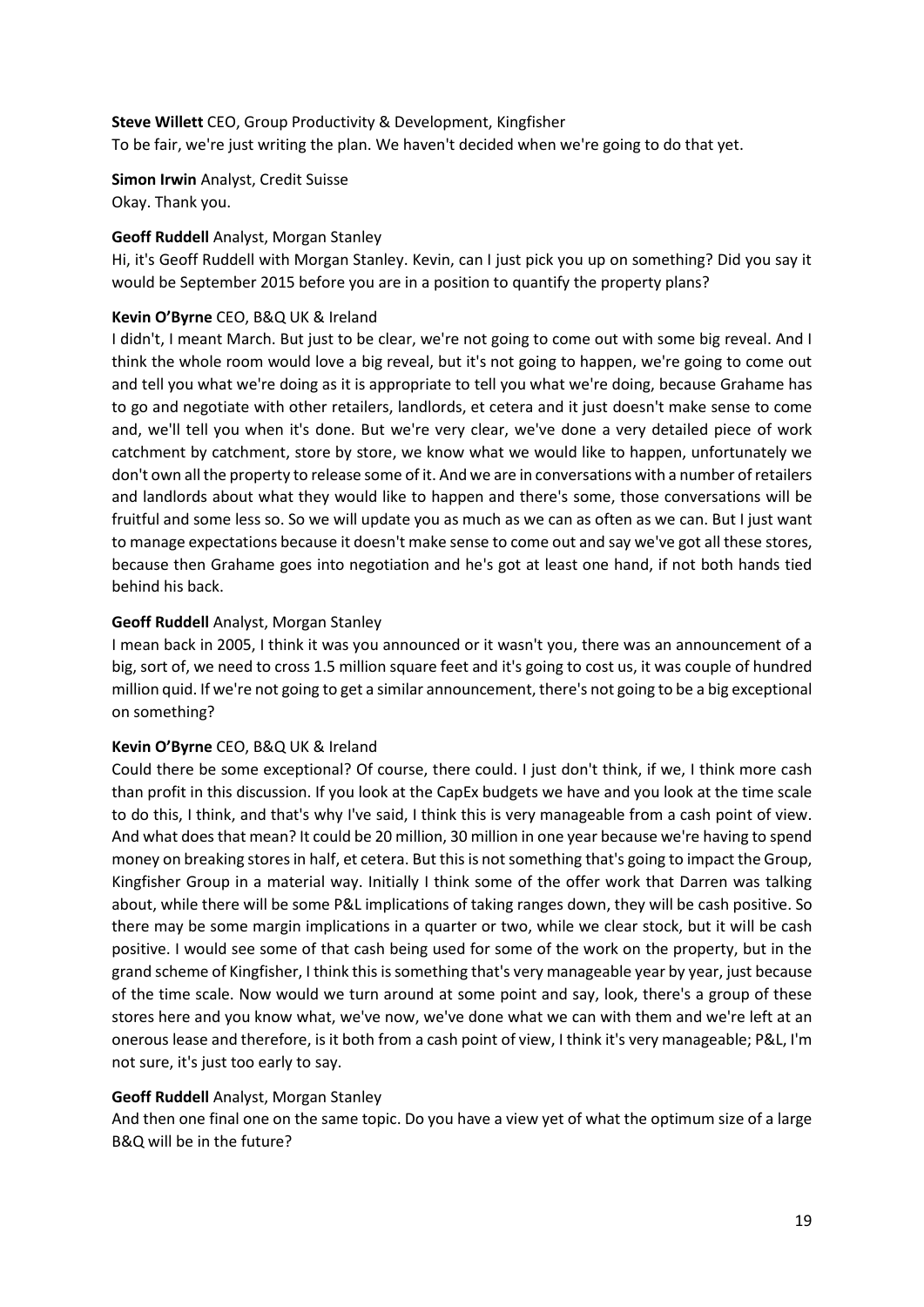**Steve Willett** CEO, Group Productivity & Development, Kingfisher
To be fair, we're just writing the plan. We haven't decided when we're going to do that yet.

**Simon Irwin** Analyst, Credit Suisse
Okay. Thank you.

**Geoff Ruddell** Analyst, Morgan Stanley
Hi, it's Geoff Ruddell with Morgan Stanley. Kevin, can I just pick you up on something? Did you say it would be September 2015 before you are in a position to quantify the property plans?

**Kevin O'Byrne** CEO, B&Q UK & Ireland
I didn't, I meant March. But just to be clear, we're not going to come out with some big reveal. And I think the whole room would love a big reveal, but it's not going to happen, we're going to come out and tell you what we're doing as it is appropriate to tell you what we're doing, because Grahame has to go and negotiate with other retailers, landlords, et cetera and it just doesn't make sense to come and, we'll tell you when it's done. But we're very clear, we've done a very detailed piece of work catchment by catchment, store by store, we know what we would like to happen, unfortunately we don't own all the property to release some of it. And we are in conversations with a number of retailers and landlords about what they would like to happen and there's some, those conversations will be fruitful and some less so. So we will update you as much as we can as often as we can. But I just want to manage expectations because it doesn't make sense to come out and say we've got all these stores, because then Grahame goes into negotiation and he's got at least one hand, if not both hands tied behind his back.

**Geoff Ruddell** Analyst, Morgan Stanley
I mean back in 2005, I think it was you announced or it wasn't you, there was an announcement of a big, sort of, we need to cross 1.5 million square feet and it's going to cost us, it was couple of hundred million quid. If we're not going to get a similar announcement, there's not going to be a big exceptional on something?

**Kevin O'Byrne** CEO, B&Q UK & Ireland
Could there be some exceptional? Of course, there could. I just don't think, if we, I think more cash than profit in this discussion. If you look at the CapEx budgets we have and you look at the time scale to do this, I think, and that's why I've said, I think this is very manageable from a cash point of view. And what does that mean? It could be 20 million, 30 million in one year because we're having to spend money on breaking stores in half, et cetera. But this is not something that's going to impact the Group, Kingfisher Group in a material way. Initially I think some of the offer work that Darren was talking about, while there will be some P&L implications of taking ranges down, they will be cash positive. So there may be some margin implications in a quarter or two, while we clear stock, but it will be cash positive. I would see some of that cash being used for some of the work on the property, but in the grand scheme of Kingfisher, I think this is something that's very manageable year by year, just because of the time scale. Now would we turn around at some point and say, look, there's a group of these stores here and you know what, we've now, we've done what we can with them and we're left at an onerous lease and therefore, is it both from a cash point of view, I think it's very manageable; P&L, I'm not sure, it's just too early to say.

**Geoff Ruddell** Analyst, Morgan Stanley
And then one final one on the same topic. Do you have a view yet of what the optimum size of a large B&Q will be in the future?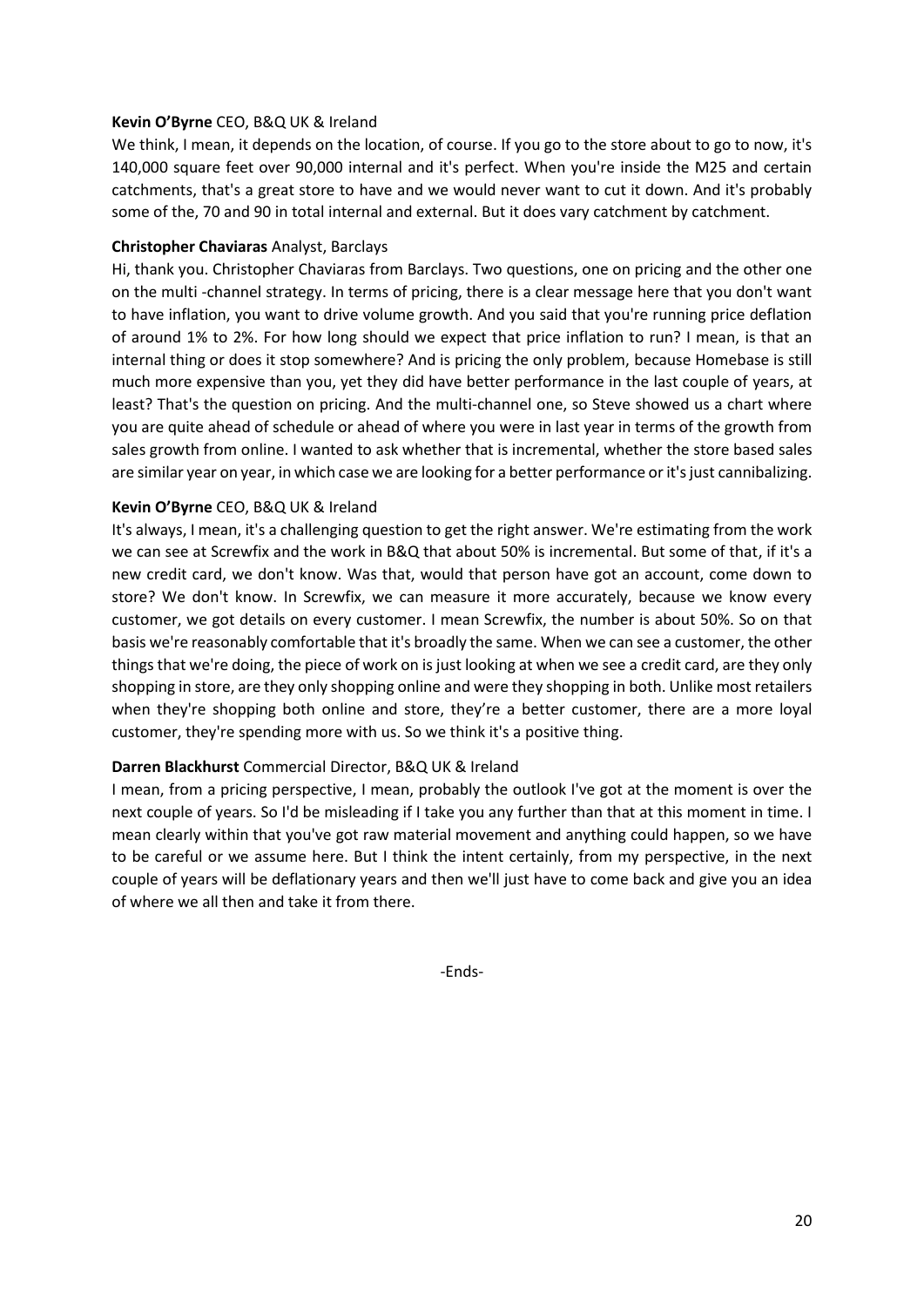**Kevin O'Byrne** CEO, B&Q UK & Ireland

We think, I mean, it depends on the location, of course. If you go to the store about to go to now, it's 140,000 square feet over 90,000 internal and it's perfect. When you're inside the M25 and certain catchments, that's a great store to have and we would never want to cut it down. And it's probably some of the, 70 and 90 in total internal and external. But it does vary catchment by catchment.

**Christopher Chaviaras** Analyst, Barclays

Hi, thank you. Christopher Chaviaras from Barclays. Two questions, one on pricing and the other one on the multi -channel strategy. In terms of pricing, there is a clear message here that you don't want to have inflation, you want to drive volume growth. And you said that you're running price deflation of around 1% to 2%. For how long should we expect that price inflation to run? I mean, is that an internal thing or does it stop somewhere? And is pricing the only problem, because Homebase is still much more expensive than you, yet they did have better performance in the last couple of years, at least? That's the question on pricing. And the multi-channel one, so Steve showed us a chart where you are quite ahead of schedule or ahead of where you were in last year in terms of the growth from sales growth from online. I wanted to ask whether that is incremental, whether the store based sales are similar year on year, in which case we are looking for a better performance or it's just cannibalizing.

**Kevin O'Byrne** CEO, B&Q UK & Ireland

It's always, I mean, it's a challenging question to get the right answer. We're estimating from the work we can see at Screwfix and the work in B&Q that about 50% is incremental. But some of that, if it's a new credit card, we don't know. Was that, would that person have got an account, come down to store? We don't know. In Screwfix, we can measure it more accurately, because we know every customer, we got details on every customer. I mean Screwfix, the number is about 50%. So on that basis we're reasonably comfortable that it's broadly the same. When we can see a customer, the other things that we're doing, the piece of work on is just looking at when we see a credit card, are they only shopping in store, are they only shopping online and were they shopping in both. Unlike most retailers when they're shopping both online and store, they're a better customer, there are a more loyal customer, they're spending more with us. So we think it's a positive thing.

**Darren Blackhurst** Commercial Director, B&Q UK & Ireland

I mean, from a pricing perspective, I mean, probably the outlook I've got at the moment is over the next couple of years. So I'd be misleading if I take you any further than that at this moment in time. I mean clearly within that you've got raw material movement and anything could happen, so we have to be careful or we assume here. But I think the intent certainly, from my perspective, in the next couple of years will be deflationary years and then we'll just have to come back and give you an idea of where we all then and take it from there.

-Ends-